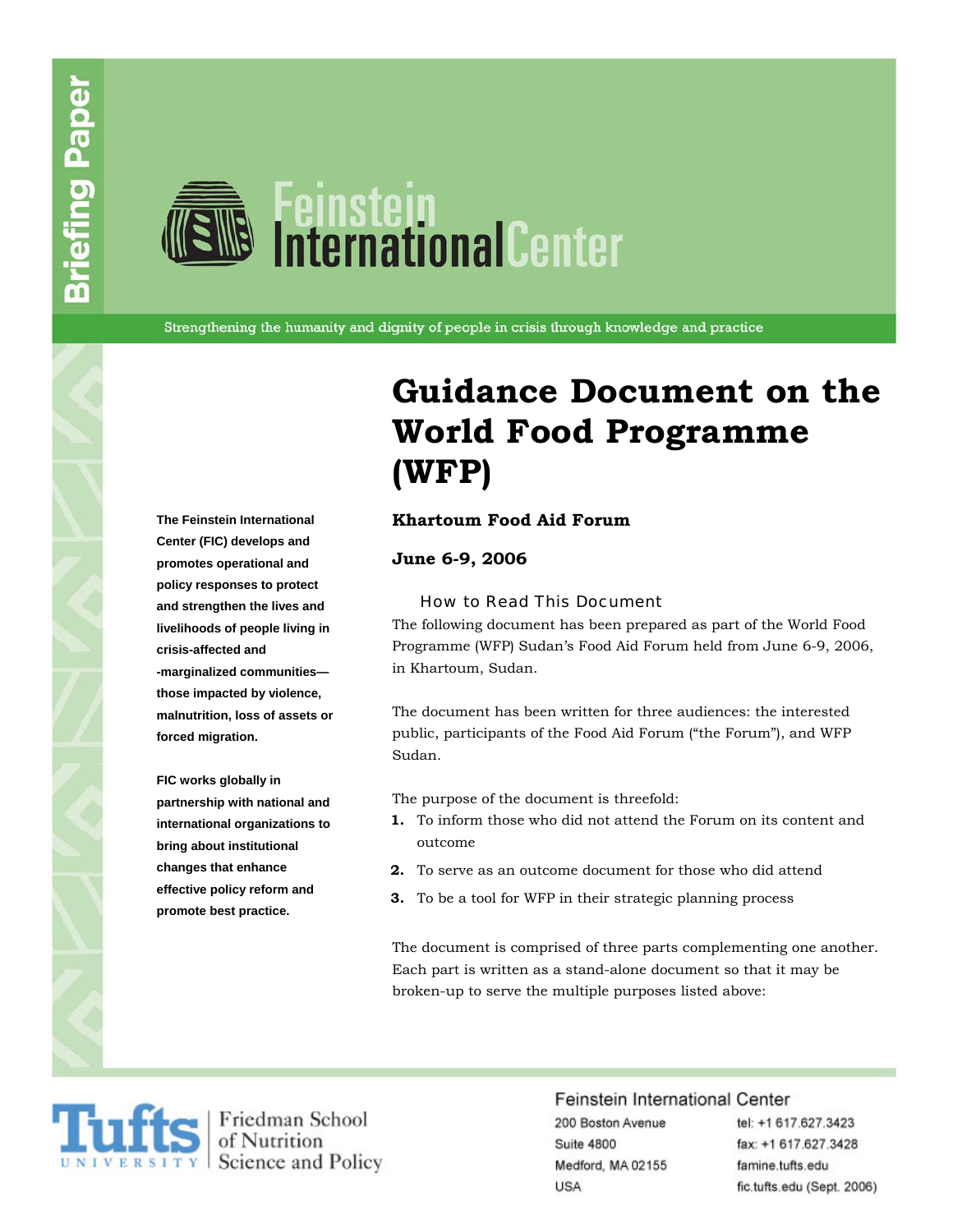Briefing Paper

Feinstein International Center

Strengthening the humanity and dignity of people in crisis through knowledge and practice

# Guidance Document on the World Food Programme (WFP)

**Khartoum Food Aid Forum**

**June 6-9, 2006**

**The Feinstein International Center (FIC) develops and promotes operational and policy responses to protect and strengthen the lives and livelihoods of people living in crisis-affected and -marginalized communities—those impacted by violence, malnutrition, loss of assets or forced migration.**

**FIC works globally in partnership with national and international organizations to bring about institutional changes that enhance effective policy reform and promote best practice.**

## How to Read This Document

The following document has been prepared as part of the World Food Programme (WFP) Sudan's Food Aid Forum held from June 6-9, 2006, in Khartoum, Sudan.

The document has been written for three audiences: the interested public, participants of the Food Aid Forum ("the Forum"), and WFP Sudan.

The purpose of the document is threefold:

1. To inform those who did not attend the Forum on its content and outcome
2. To serve as an outcome document for those who did attend
3. To be a tool for WFP in their strategic planning process

The document is comprised of three parts complementing one another. Each part is written as a stand-alone document so that it may be broken-up to serve the multiple purposes listed above:

Tufts University | Friedman School of Nutrition Science and Policy

Feinstein International Center
200 Boston Avenue
Suite 4800
Medford, MA 02155
USA
tel: +1 617.627.3423
fax: +1 617.627.3428
famine.tufts.edu
fic.tufts.edu (Sept. 2006)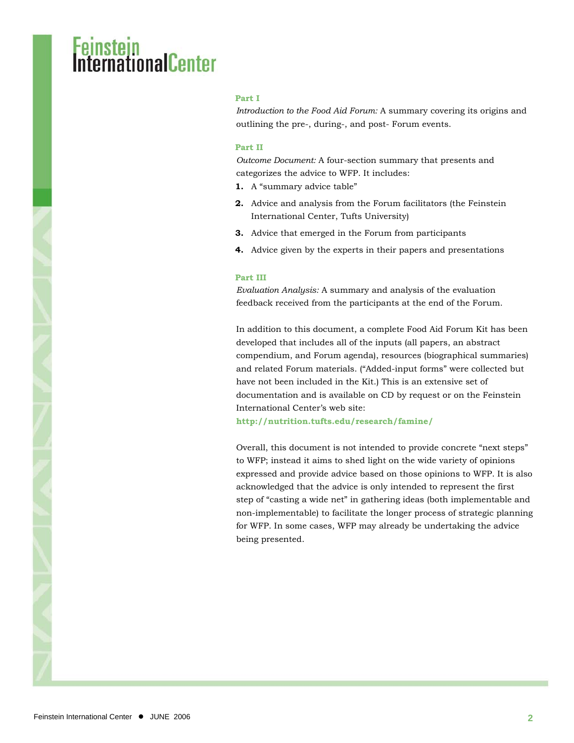**Part I**

*Introduction to the Food Aid Forum:* A summary covering its origins and outlining the pre-, during-, and post- Forum events.

**Part II**

*Outcome Document:* A four-section summary that presents and categorizes the advice to WFP. It includes:

1. A "summary advice table"
2. Advice and analysis from the Forum facilitators (the Feinstein International Center, Tufts University)
3. Advice that emerged in the Forum from participants
4. Advice given by the experts in their papers and presentations

**Part III**

*Evaluation Analysis:* A summary and analysis of the evaluation feedback received from the participants at the end of the Forum.

In addition to this document, a complete Food Aid Forum Kit has been developed that includes all of the inputs (all papers, an abstract compendium, and Forum agenda), resources (biographical summaries) and related Forum materials. ("Added-input forms" were collected but have not been included in the Kit.) This is an extensive set of documentation and is available on CD by request or on the Feinstein International Center's web site:
**http://nutrition.tufts.edu/research/famine/**

Overall, this document is not intended to provide concrete "next steps" to WFP; instead it aims to shed light on the wide variety of opinions expressed and provide advice based on those opinions to WFP. It is also acknowledged that the advice is only intended to represent the first step of "casting a wide net" in gathering ideas (both implementable and non-implementable) to facilitate the longer process of strategic planning for WFP. In some cases, WFP may already be undertaking the advice being presented.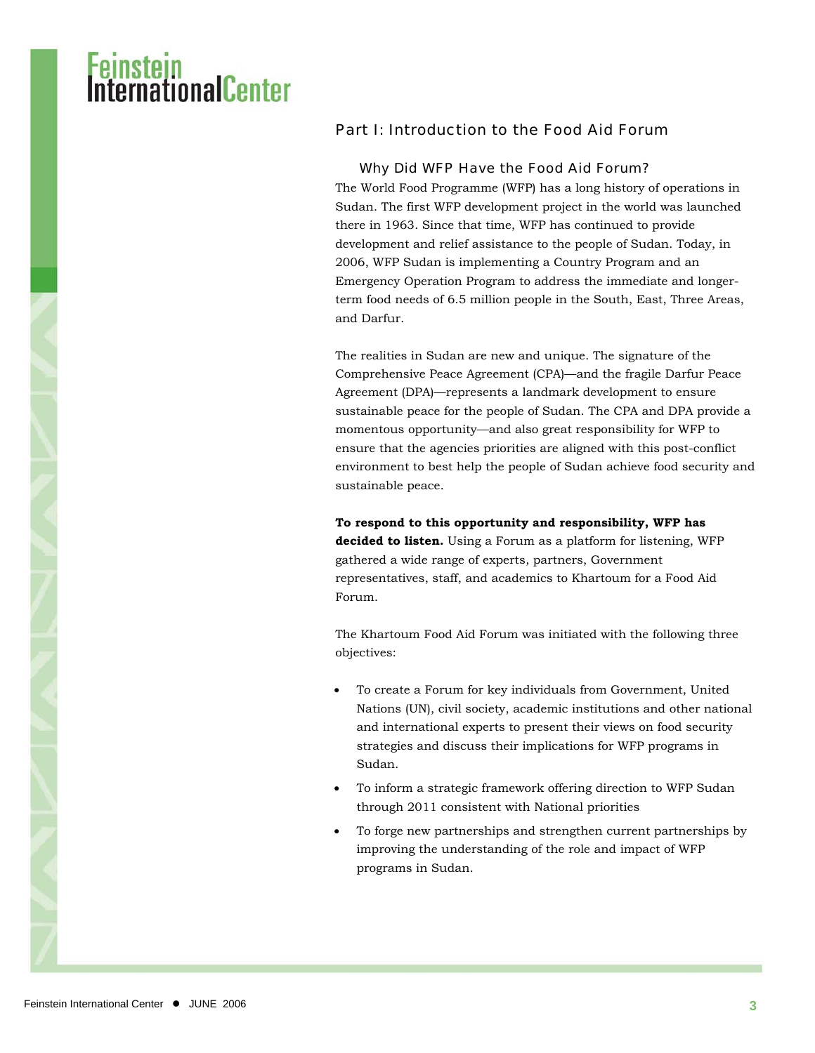# Part I: Introduction to the Food Aid Forum

## Why Did WFP Have the Food Aid Forum?

The World Food Programme (WFP) has a long history of operations in Sudan. The first WFP development project in the world was launched there in 1963. Since that time, WFP has continued to provide development and relief assistance to the people of Sudan. Today, in 2006, WFP Sudan is implementing a Country Program and an Emergency Operation Program to address the immediate and longer-term food needs of 6.5 million people in the South, East, Three Areas, and Darfur.

The realities in Sudan are new and unique. The signature of the Comprehensive Peace Agreement (CPA)—and the fragile Darfur Peace Agreement (DPA)—represents a landmark development to ensure sustainable peace for the people of Sudan. The CPA and DPA provide a momentous opportunity—and also great responsibility for WFP to ensure that the agencies priorities are aligned with this post-conflict environment to best help the people of Sudan achieve food security and sustainable peace.

**To respond to this opportunity and responsibility, WFP has decided to listen.** Using a Forum as a platform for listening, WFP gathered a wide range of experts, partners, Government representatives, staff, and academics to Khartoum for a Food Aid Forum.

The Khartoum Food Aid Forum was initiated with the following three objectives:

- To create a Forum for key individuals from Government, United Nations (UN), civil society, academic institutions and other national and international experts to present their views on food security strategies and discuss their implications for WFP programs in Sudan.
- To inform a strategic framework offering direction to WFP Sudan through 2011 consistent with National priorities
- To forge new partnerships and strengthen current partnerships by improving the understanding of the role and impact of WFP programs in Sudan.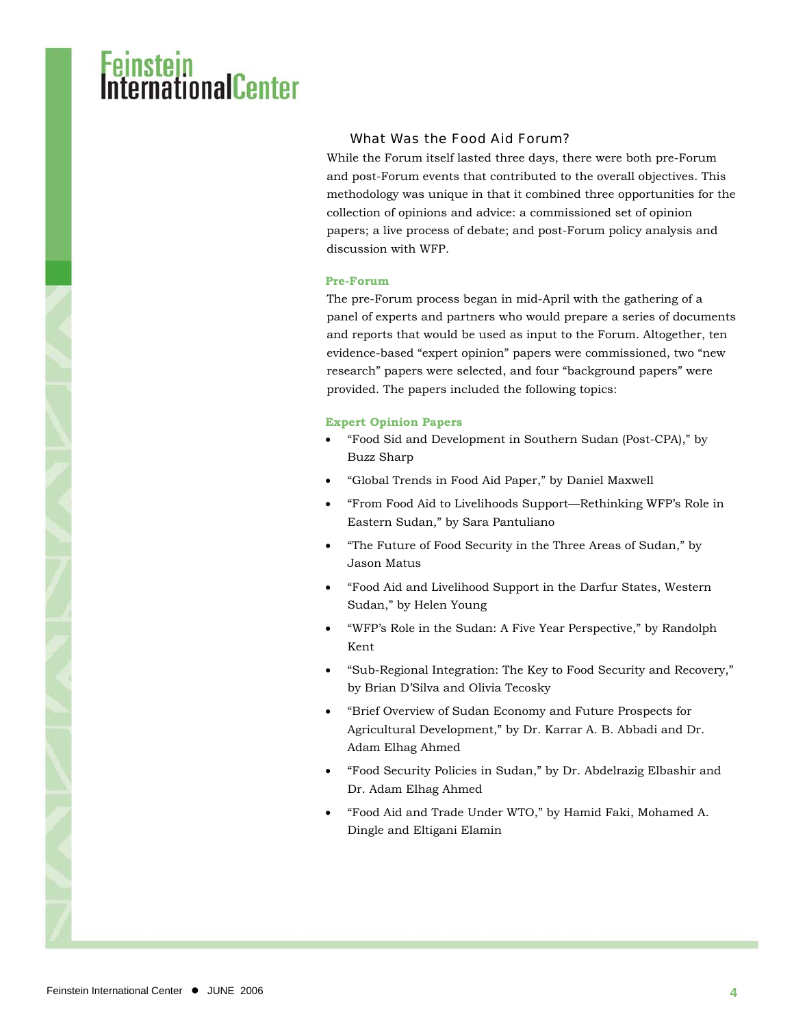## What Was the Food Aid Forum?

While the Forum itself lasted three days, there were both pre-Forum and post-Forum events that contributed to the overall objectives. This methodology was unique in that it combined three opportunities for the collection of opinions and advice: a commissioned set of opinion papers; a live process of debate; and post-Forum policy analysis and discussion with WFP.

### Pre-Forum

The pre-Forum process began in mid-April with the gathering of a panel of experts and partners who would prepare a series of documents and reports that would be used as input to the Forum. Altogether, ten evidence-based "expert opinion" papers were commissioned, two "new research" papers were selected, and four "background papers" were provided. The papers included the following topics:

### Expert Opinion Papers

- "Food Sid and Development in Southern Sudan (Post-CPA)," by Buzz Sharp
- "Global Trends in Food Aid Paper," by Daniel Maxwell
- "From Food Aid to Livelihoods Support—Rethinking WFP's Role in Eastern Sudan," by Sara Pantuliano
- "The Future of Food Security in the Three Areas of Sudan," by Jason Matus
- "Food Aid and Livelihood Support in the Darfur States, Western Sudan," by Helen Young
- "WFP's Role in the Sudan: A Five Year Perspective," by Randolph Kent
- "Sub-Regional Integration: The Key to Food Security and Recovery," by Brian D'Silva and Olivia Tecosky
- "Brief Overview of Sudan Economy and Future Prospects for Agricultural Development," by Dr. Karrar A. B. Abbadi and Dr. Adam Elhag Ahmed
- "Food Security Policies in Sudan," by Dr. Abdelrazig Elbashir and Dr. Adam Elhag Ahmed
- "Food Aid and Trade Under WTO," by Hamid Faki, Mohamed A. Dingle and Eltigani Elamin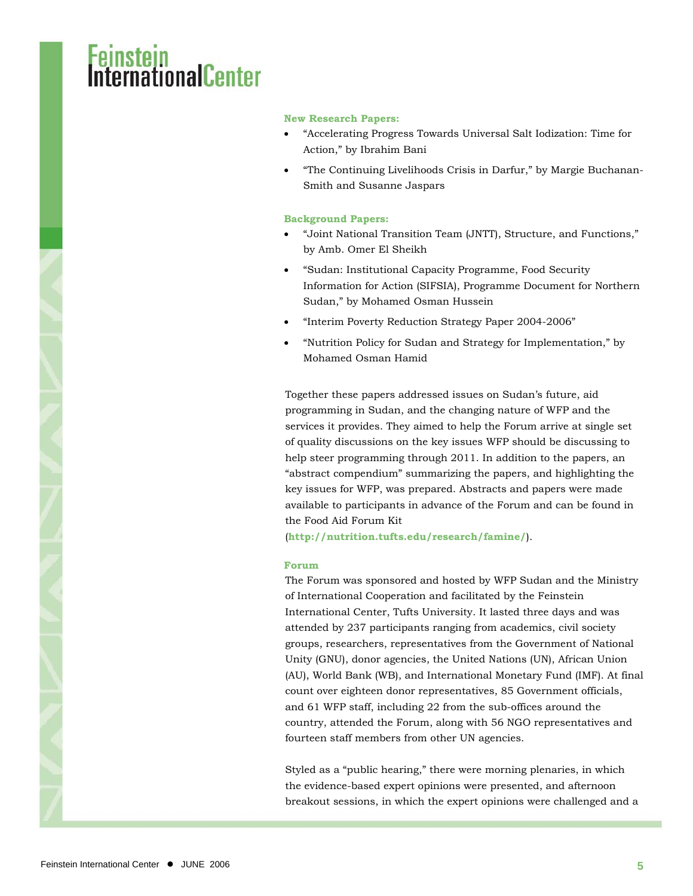**New Research Papers:**

- "Accelerating Progress Towards Universal Salt Iodization: Time for Action," by Ibrahim Bani
- "The Continuing Livelihoods Crisis in Darfur," by Margie Buchanan-Smith and Susanne Jaspars

**Background Papers:**

- "Joint National Transition Team (JNTT), Structure, and Functions," by Amb. Omer El Sheikh
- "Sudan: Institutional Capacity Programme, Food Security Information for Action (SIFSIA), Programme Document for Northern Sudan," by Mohamed Osman Hussein
- "Interim Poverty Reduction Strategy Paper 2004-2006"
- "Nutrition Policy for Sudan and Strategy for Implementation," by Mohamed Osman Hamid

Together these papers addressed issues on Sudan's future, aid programming in Sudan, and the changing nature of WFP and the services it provides. They aimed to help the Forum arrive at single set of quality discussions on the key issues WFP should be discussing to help steer programming through 2011. In addition to the papers, an "abstract compendium" summarizing the papers, and highlighting the key issues for WFP, was prepared. Abstracts and papers were made available to participants in advance of the Forum and can be found in the Food Aid Forum Kit (**http://nutrition.tufts.edu/research/famine/**).

**Forum**

The Forum was sponsored and hosted by WFP Sudan and the Ministry of International Cooperation and facilitated by the Feinstein International Center, Tufts University. It lasted three days and was attended by 237 participants ranging from academics, civil society groups, researchers, representatives from the Government of National Unity (GNU), donor agencies, the United Nations (UN), African Union (AU), World Bank (WB), and International Monetary Fund (IMF). At final count over eighteen donor representatives, 85 Government officials, and 61 WFP staff, including 22 from the sub-offices around the country, attended the Forum, along with 56 NGO representatives and fourteen staff members from other UN agencies.

Styled as a "public hearing," there were morning plenaries, in which the evidence-based expert opinions were presented, and afternoon breakout sessions, in which the expert opinions were challenged and a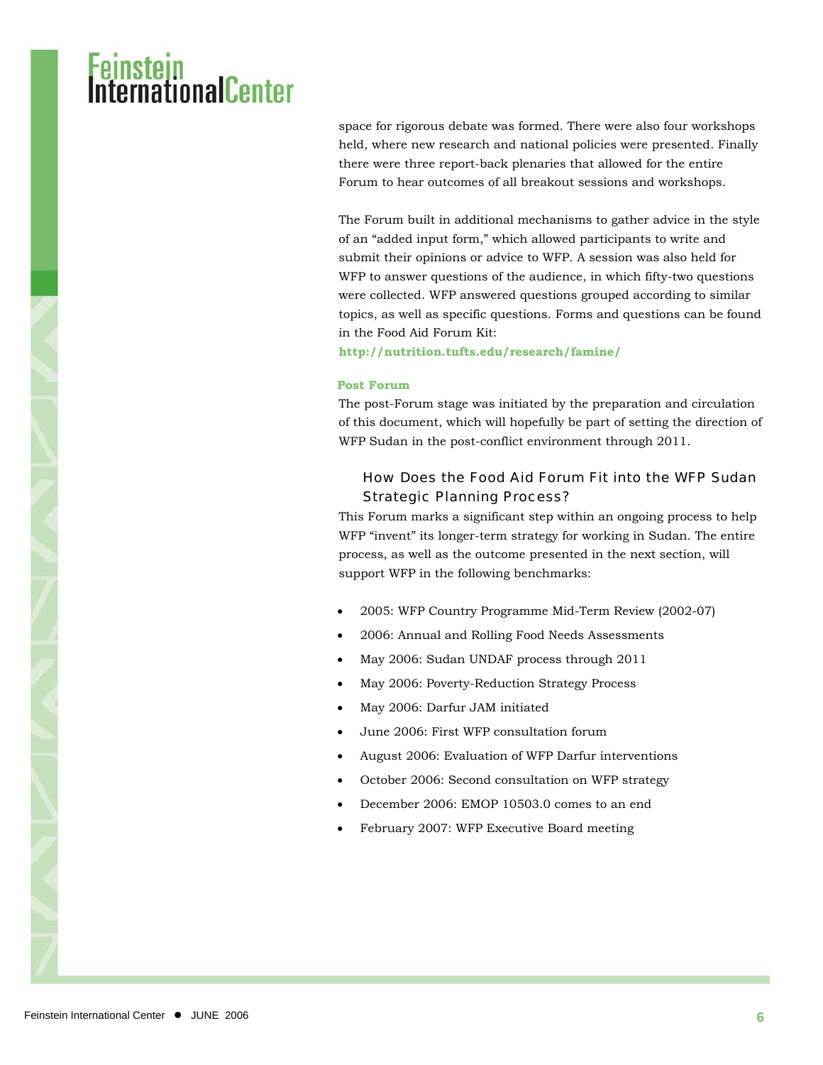space for rigorous debate was formed. There were also four workshops held, where new research and national policies were presented. Finally there were three report-back plenaries that allowed for the entire Forum to hear outcomes of all breakout sessions and workshops.

The Forum built in additional mechanisms to gather advice in the style of an "added input form," which allowed participants to write and submit their opinions or advice to WFP. A session was also held for WFP to answer questions of the audience, in which fifty-two questions were collected. WFP answered questions grouped according to similar topics, as well as specific questions. Forms and questions can be found in the Food Aid Forum Kit:
**http://nutrition.tufts.edu/research/famine/**

### Post Forum

The post-Forum stage was initiated by the preparation and circulation of this document, which will hopefully be part of setting the direction of WFP Sudan in the post-conflict environment through 2011.

## How Does the Food Aid Forum Fit into the WFP Sudan Strategic Planning Process?

This Forum marks a significant step within an ongoing process to help WFP "invent" its longer-term strategy for working in Sudan. The entire process, as well as the outcome presented in the next section, will support WFP in the following benchmarks:

- 2005: WFP Country Programme Mid-Term Review (2002-07)
- 2006: Annual and Rolling Food Needs Assessments
- May 2006: Sudan UNDAF process through 2011
- May 2006: Poverty-Reduction Strategy Process
- May 2006: Darfur JAM initiated
- June 2006: First WFP consultation forum
- August 2006: Evaluation of WFP Darfur interventions
- October 2006: Second consultation on WFP strategy
- December 2006: EMOP 10503.0 comes to an end
- February 2007: WFP Executive Board meeting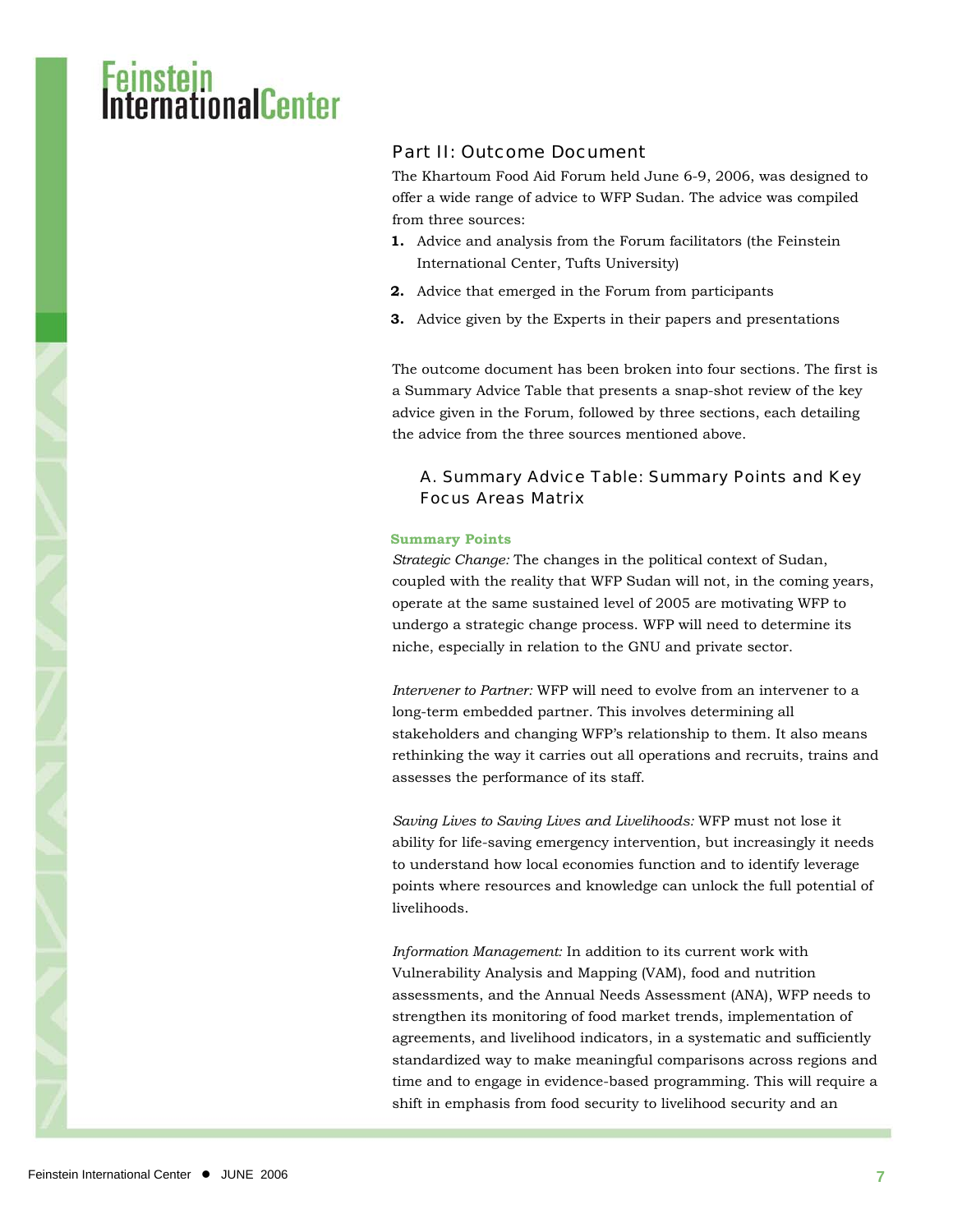## Part II: Outcome Document

The Khartoum Food Aid Forum held June 6-9, 2006, was designed to offer a wide range of advice to WFP Sudan. The advice was compiled from three sources:

1. Advice and analysis from the Forum facilitators (the Feinstein International Center, Tufts University)
2. Advice that emerged in the Forum from participants
3. Advice given by the Experts in their papers and presentations

The outcome document has been broken into four sections. The first is a Summary Advice Table that presents a snap-shot review of the key advice given in the Forum, followed by three sections, each detailing the advice from the three sources mentioned above.

### A. Summary Advice Table: Summary Points and Key Focus Areas Matrix

**Summary Points**

*Strategic Change:* The changes in the political context of Sudan, coupled with the reality that WFP Sudan will not, in the coming years, operate at the same sustained level of 2005 are motivating WFP to undergo a strategic change process. WFP will need to determine its niche, especially in relation to the GNU and private sector.

*Intervener to Partner:* WFP will need to evolve from an intervener to a long-term embedded partner. This involves determining all stakeholders and changing WFP's relationship to them. It also means rethinking the way it carries out all operations and recruits, trains and assesses the performance of its staff.

*Saving Lives to Saving Lives and Livelihoods:* WFP must not lose it ability for life-saving emergency intervention, but increasingly it needs to understand how local economies function and to identify leverage points where resources and knowledge can unlock the full potential of livelihoods.

*Information Management:* In addition to its current work with Vulnerability Analysis and Mapping (VAM), food and nutrition assessments, and the Annual Needs Assessment (ANA), WFP needs to strengthen its monitoring of food market trends, implementation of agreements, and livelihood indicators, in a systematic and sufficiently standardized way to make meaningful comparisons across regions and time and to engage in evidence-based programming. This will require a shift in emphasis from food security to livelihood security and an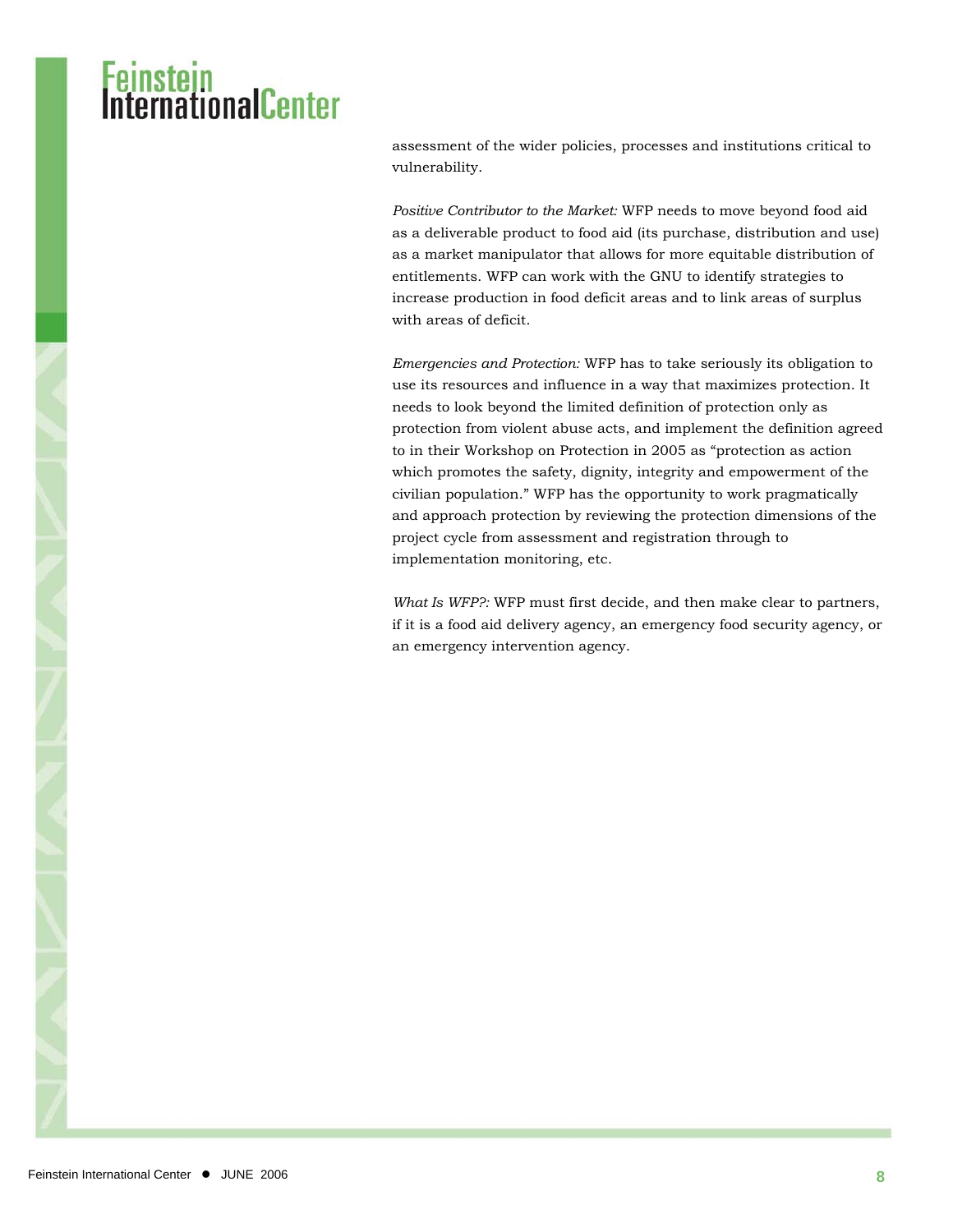assessment of the wider policies, processes and institutions critical to vulnerability.

*Positive Contributor to the Market:* WFP needs to move beyond food aid as a deliverable product to food aid (its purchase, distribution and use) as a market manipulator that allows for more equitable distribution of entitlements. WFP can work with the GNU to identify strategies to increase production in food deficit areas and to link areas of surplus with areas of deficit.

*Emergencies and Protection:* WFP has to take seriously its obligation to use its resources and influence in a way that maximizes protection. It needs to look beyond the limited definition of protection only as protection from violent abuse acts, and implement the definition agreed to in their Workshop on Protection in 2005 as "protection as action which promotes the safety, dignity, integrity and empowerment of the civilian population." WFP has the opportunity to work pragmatically and approach protection by reviewing the protection dimensions of the project cycle from assessment and registration through to implementation monitoring, etc.

*What Is WFP?:* WFP must first decide, and then make clear to partners, if it is a food aid delivery agency, an emergency food security agency, or an emergency intervention agency.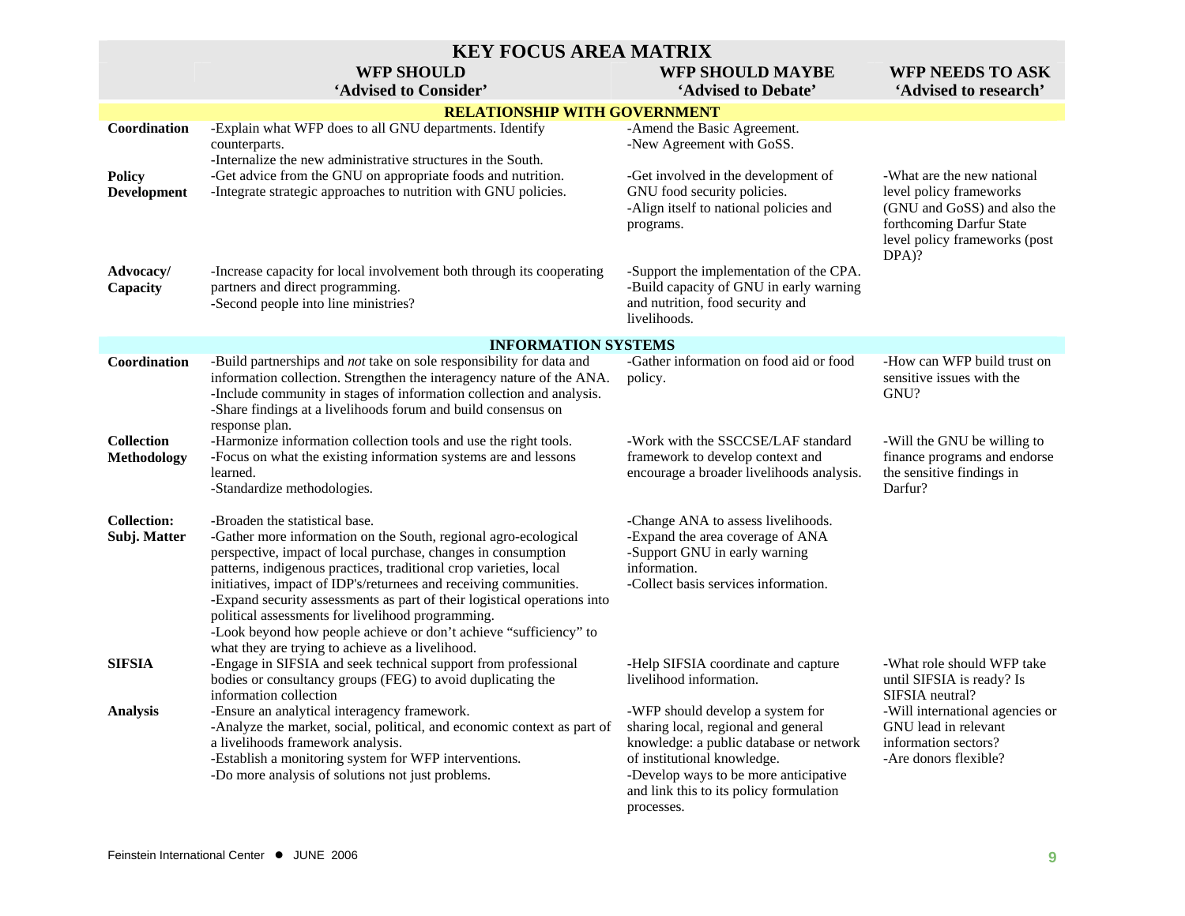# KEY FOCUS AREA MATRIX

| | WFP SHOULD<br>'Advised to Consider' | WFP SHOULD MAYBE<br>'Advised to Debate' | WFP NEEDS TO ASK<br>'Advised to research' |
|---|---|---|---|
| **RELATIONSHIP WITH GOVERNMENT** | | | |
| **Coordination** | -Explain what WFP does to all GNU departments. Identify counterparts.<br>-Internalize the new administrative structures in the South. | -Amend the Basic Agreement.<br>-New Agreement with GoSS. | |
| **Policy Development** | -Get advice from the GNU on appropriate foods and nutrition.<br>-Integrate strategic approaches to nutrition with GNU policies. | -Get involved in the development of GNU food security policies.<br>-Align itself to national policies and programs. | -What are the new national level policy frameworks (GNU and GoSS) and also the forthcoming Darfur State level policy frameworks (post DPA)? |
| **Advocacy/ Capacity** | -Increase capacity for local involvement both through its cooperating partners and direct programming.<br>-Second people into line ministries? | -Support the implementation of the CPA.<br>-Build capacity of GNU in early warning and nutrition, food security and livelihoods. | |
| **INFORMATION SYSTEMS** | | | |
| **Coordination** | -Build partnerships and *not* take on sole responsibility for data and information collection. Strengthen the interagency nature of the ANA.<br>-Include community in stages of information collection and analysis.<br>-Share findings at a livelihoods forum and build consensus on response plan. | -Gather information on food aid or food policy. | -How can WFP build trust on sensitive issues with the GNU? |
| **Collection Methodology** | -Harmonize information collection tools and use the right tools.<br>-Focus on what the existing information systems are and lessons learned.<br>-Standardize methodologies. | -Work with the SSCCSE/LAF standard framework to develop context and encourage a broader livelihoods analysis. | -Will the GNU be willing to finance programs and endorse the sensitive findings in Darfur? |
| **Collection: Subj. Matter** | -Broaden the statistical base.<br>-Gather more information on the South, regional agro-ecological perspective, impact of local purchase, changes in consumption patterns, indigenous practices, traditional crop varieties, local initiatives, impact of IDP's/returnees and receiving communities.<br>-Expand security assessments as part of their logistical operations into political assessments for livelihood programming.<br>-Look beyond how people achieve or don't achieve "sufficiency" to what they are trying to achieve as a livelihood. | -Change ANA to assess livelihoods.<br>-Expand the area coverage of ANA<br>-Support GNU in early warning information.<br>-Collect basis services information. | |
| **SIFSIA** | -Engage in SIFSIA and seek technical support from professional bodies or consultancy groups (FEG) to avoid duplicating the information collection | -Help SIFSIA coordinate and capture livelihood information. | -What role should WFP take until SIFSIA is ready? Is SIFSIA neutral? |
| **Analysis** | -Ensure an analytical interagency framework.<br>-Analyze the market, social, political, and economic context as part of a livelihoods framework analysis.<br>-Establish a monitoring system for WFP interventions.<br>-Do more analysis of solutions not just problems. | -WFP should develop a system for sharing local, regional and general knowledge: a public database or network of institutional knowledge.<br>-Develop ways to be more anticipative and link this to its policy formulation processes. | -Will international agencies or GNU lead in relevant information sectors?<br>-Are donors flexible? |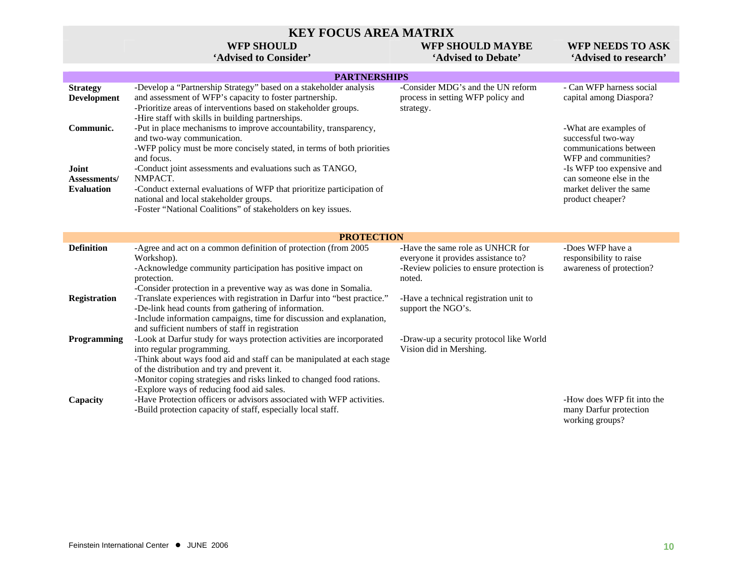# KEY FOCUS AREA MATRIX

| | WFP SHOULD 'Advised to Consider' | WFP SHOULD MAYBE 'Advised to Debate' | WFP NEEDS TO ASK 'Advised to research' |
|---|---|---|---|
| **PARTNERSHIPS** | | | |
| **Strategy Development** | -Develop a "Partnership Strategy" based on a stakeholder analysis and assessment of WFP's capacity to foster partnership.<br>-Prioritize areas of interventions based on stakeholder groups.<br>-Hire staff with skills in building partnerships. | -Consider MDG's and the UN reform process in setting WFP policy and strategy. | - Can WFP harness social capital among Diaspora? |
| **Communic.** | -Put in place mechanisms to improve accountability, transparency, and two-way communication.<br>-WFP policy must be more concisely stated, in terms of both priorities and focus. | | -What are examples of successful two-way communications between WFP and communities? |
| **Joint Assessments/ Evaluation** | -Conduct joint assessments and evaluations such as TANGO, NMPACT.<br>-Conduct external evaluations of WFP that prioritize participation of national and local stakeholder groups.<br>-Foster "National Coalitions" of stakeholders on key issues. | | -Is WFP too expensive and can someone else in the market deliver the same product cheaper? |
| **PROTECTION** | | | |
| **Definition** | -Agree and act on a common definition of protection (from 2005 Workshop).<br>-Acknowledge community participation has positive impact on protection.<br>-Consider protection in a preventive way as was done in Somalia. | -Have the same role as UNHCR for everyone it provides assistance to?<br>-Review policies to ensure protection is noted. | -Does WFP have a responsibility to raise awareness of protection? |
| **Registration** | -Translate experiences with registration in Darfur into "best practice."<br>-De-link head counts from gathering of information.<br>-Include information campaigns, time for discussion and explanation, and sufficient numbers of staff in registration | -Have a technical registration unit to support the NGO's. | |
| **Programming** | -Look at Darfur study for ways protection activities are incorporated into regular programming.<br>-Think about ways food aid and staff can be manipulated at each stage of the distribution and try and prevent it.<br>-Monitor coping strategies and risks linked to changed food rations.<br>-Explore ways of reducing food aid sales. | -Draw-up a security protocol like World Vision did in Mershing. | |
| **Capacity** | -Have Protection officers or advisors associated with WFP activities.<br>-Build protection capacity of staff, especially local staff. | | -How does WFP fit into the many Darfur protection working groups? |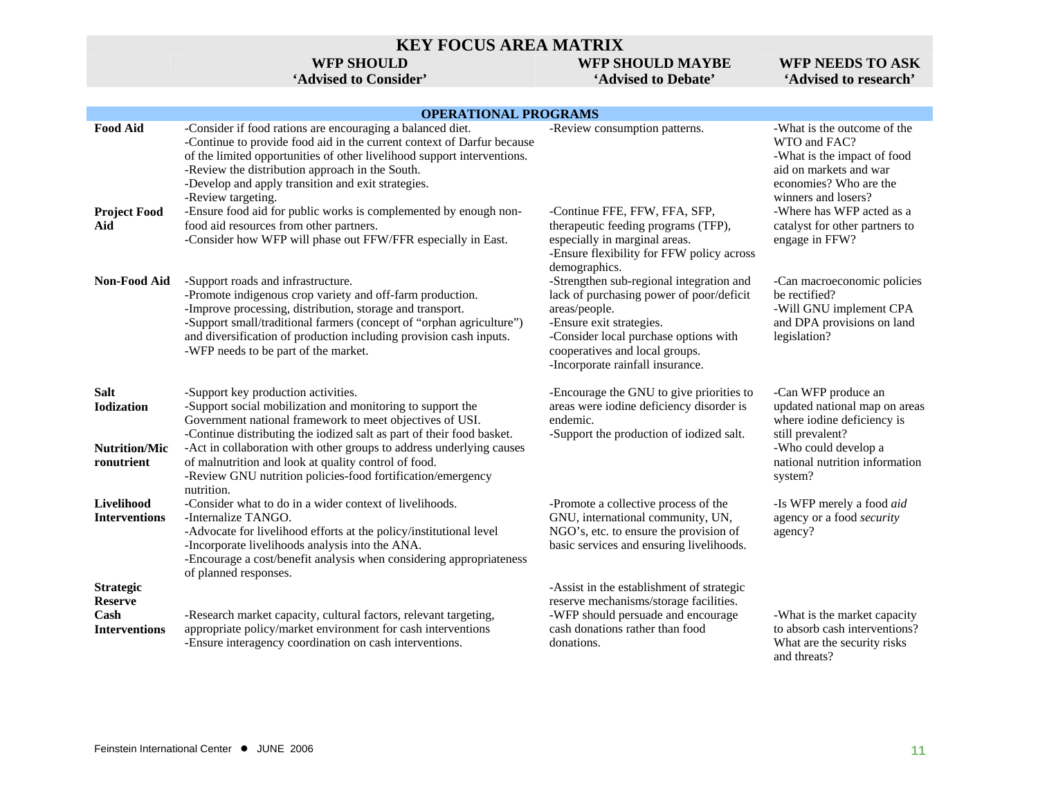# KEY FOCUS AREA MATRIX

| | WFP SHOULD 'Advised to Consider' | WFP SHOULD MAYBE 'Advised to Debate' | WFP NEEDS TO ASK 'Advised to research' |
|---|---|---|---|
| **OPERATIONAL PROGRAMS** | | | |
| **Food Aid** | -Consider if food rations are encouraging a balanced diet.<br>-Continue to provide food aid in the current context of Darfur because of the limited opportunities of other livelihood support interventions.<br>-Review the distribution approach in the South.<br>-Develop and apply transition and exit strategies.<br>-Review targeting. | -Review consumption patterns. | -What is the outcome of the WTO and FAC?<br>-What is the impact of food aid on markets and war economies? Who are the winners and losers? |
| **Project Food Aid** | -Ensure food aid for public works is complemented by enough non-food aid resources from other partners.<br>-Consider how WFP will phase out FFW/FFR especially in East. | -Continue FFE, FFW, FFA, SFP, therapeutic feeding programs (TFP), especially in marginal areas.<br>-Ensure flexibility for FFW policy across demographics. | -Where has WFP acted as a catalyst for other partners to engage in FFW? |
| **Non-Food Aid** | -Support roads and infrastructure.<br>-Promote indigenous crop variety and off-farm production.<br>-Improve processing, distribution, storage and transport.<br>-Support small/traditional farmers (concept of "orphan agriculture") and diversification of production including provision cash inputs.<br>-WFP needs to be part of the market. | -Strengthen sub-regional integration and lack of purchasing power of poor/deficit areas/people.<br>-Ensure exit strategies.<br>-Consider local purchase options with cooperatives and local groups.<br>-Incorporate rainfall insurance. | -Can macroeconomic policies be rectified?<br>-Will GNU implement CPA and DPA provisions on land legislation? |
| **Salt Iodization** | -Support key production activities.<br>-Support social mobilization and monitoring to support the Government national framework to meet objectives of USI.<br>-Continue distributing the iodized salt as part of their food basket. | -Encourage the GNU to give priorities to areas were iodine deficiency disorder is endemic.<br>-Support the production of iodized salt. | -Can WFP produce an updated national map on areas where iodine deficiency is still prevalent? |
| **Nutrition/Micronutrient** | -Act in collaboration with other groups to address underlying causes of malnutrition and look at quality control of food.<br>-Review GNU nutrition policies-food fortification/emergency nutrition. | | -Who could develop a national nutrition information system? |
| **Livelihood Interventions** | -Consider what to do in a wider context of livelihoods.<br>-Internalize TANGO.<br>-Advocate for livelihood efforts at the policy/institutional level<br>-Incorporate livelihoods analysis into the ANA.<br>-Encourage a cost/benefit analysis when considering appropriateness of planned responses. | -Promote a collective process of the GNU, international community, UN, NGO's, etc. to ensure the provision of basic services and ensuring livelihoods. | -Is WFP merely a food *aid* agency or a food *security* agency? |
| **Strategic Reserve** | | -Assist in the establishment of strategic reserve mechanisms/storage facilities. | |
| **Cash Interventions** | -Research market capacity, cultural factors, relevant targeting, appropriate policy/market environment for cash interventions<br>-Ensure interagency coordination on cash interventions. | -WFP should persuade and encourage cash donations rather than food donations. | -What is the market capacity to absorb cash interventions? What are the security risks and threats? |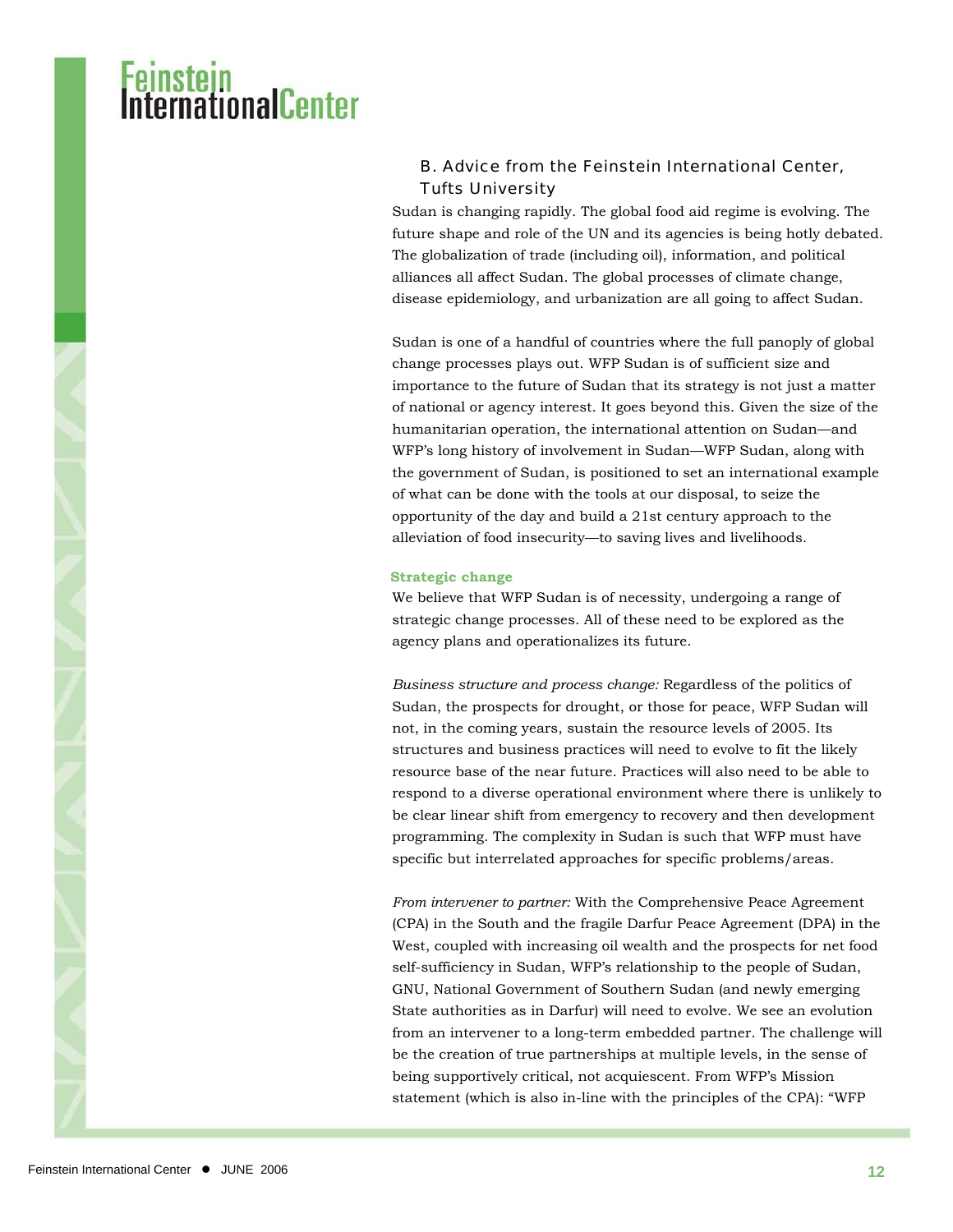## B. Advice from the Feinstein International Center, Tufts University

Sudan is changing rapidly. The global food aid regime is evolving. The future shape and role of the UN and its agencies is being hotly debated. The globalization of trade (including oil), information, and political alliances all affect Sudan. The global processes of climate change, disease epidemiology, and urbanization are all going to affect Sudan.

Sudan is one of a handful of countries where the full panoply of global change processes plays out. WFP Sudan is of sufficient size and importance to the future of Sudan that its strategy is not just a matter of national or agency interest. It goes beyond this. Given the size of the humanitarian operation, the international attention on Sudan—and WFP's long history of involvement in Sudan—WFP Sudan, along with the government of Sudan, is positioned to set an international example of what can be done with the tools at our disposal, to seize the opportunity of the day and build a 21st century approach to the alleviation of food insecurity—to saving lives and livelihoods.

### Strategic change

We believe that WFP Sudan is of necessity, undergoing a range of strategic change processes. All of these need to be explored as the agency plans and operationalizes its future.

*Business structure and process change:* Regardless of the politics of Sudan, the prospects for drought, or those for peace, WFP Sudan will not, in the coming years, sustain the resource levels of 2005. Its structures and business practices will need to evolve to fit the likely resource base of the near future. Practices will also need to be able to respond to a diverse operational environment where there is unlikely to be clear linear shift from emergency to recovery and then development programming. The complexity in Sudan is such that WFP must have specific but interrelated approaches for specific problems/areas.

*From intervener to partner:* With the Comprehensive Peace Agreement (CPA) in the South and the fragile Darfur Peace Agreement (DPA) in the West, coupled with increasing oil wealth and the prospects for net food self-sufficiency in Sudan, WFP's relationship to the people of Sudan, GNU, National Government of Southern Sudan (and newly emerging State authorities as in Darfur) will need to evolve. We see an evolution from an intervener to a long-term embedded partner. The challenge will be the creation of true partnerships at multiple levels, in the sense of being supportively critical, not acquiescent. From WFP's Mission statement (which is also in-line with the principles of the CPA): "WFP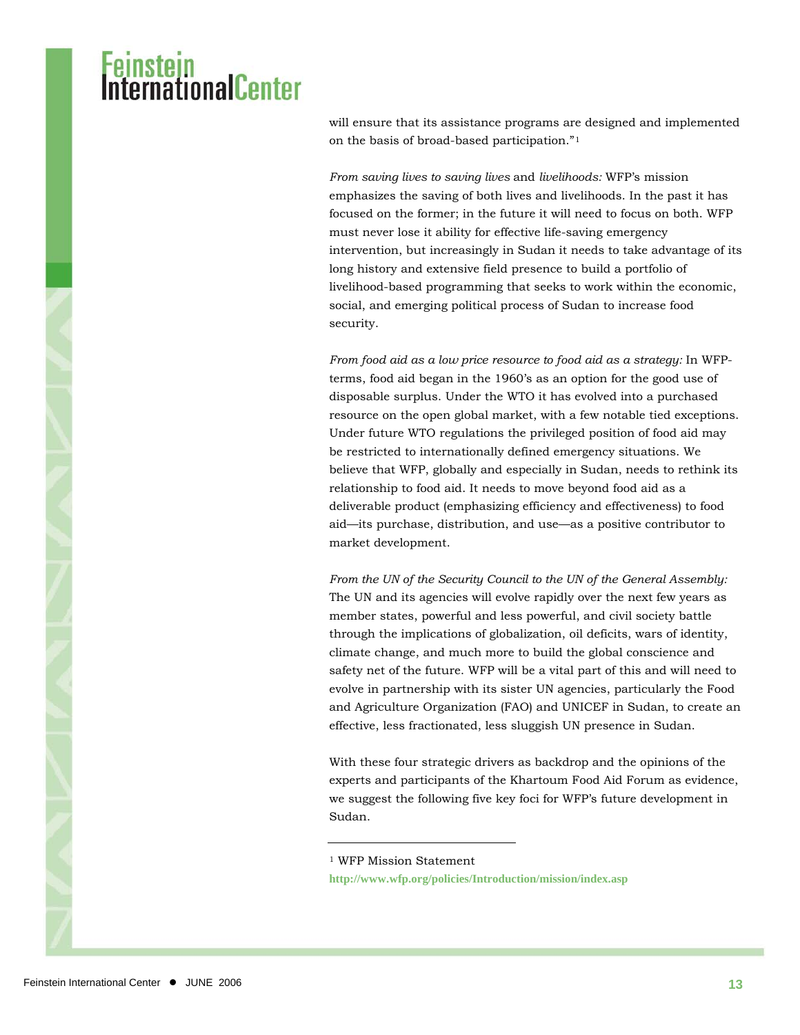will ensure that its assistance programs are designed and implemented on the basis of broad-based participation."[1]

*From saving lives to saving lives* and *livelihoods:* WFP's mission emphasizes the saving of both lives and livelihoods. In the past it has focused on the former; in the future it will need to focus on both. WFP must never lose it ability for effective life-saving emergency intervention, but increasingly in Sudan it needs to take advantage of its long history and extensive field presence to build a portfolio of livelihood-based programming that seeks to work within the economic, social, and emerging political process of Sudan to increase food security.

*From food aid as a low price resource to food aid as a strategy:* In WFP-terms, food aid began in the 1960's as an option for the good use of disposable surplus. Under the WTO it has evolved into a purchased resource on the open global market, with a few notable tied exceptions. Under future WTO regulations the privileged position of food aid may be restricted to internationally defined emergency situations. We believe that WFP, globally and especially in Sudan, needs to rethink its relationship to food aid. It needs to move beyond food aid as a deliverable product (emphasizing efficiency and effectiveness) to food aid—its purchase, distribution, and use—as a positive contributor to market development.

*From the UN of the Security Council to the UN of the General Assembly:* The UN and its agencies will evolve rapidly over the next few years as member states, powerful and less powerful, and civil society battle through the implications of globalization, oil deficits, wars of identity, climate change, and much more to build the global conscience and safety net of the future. WFP will be a vital part of this and will need to evolve in partnership with its sister UN agencies, particularly the Food and Agriculture Organization (FAO) and UNICEF in Sudan, to create an effective, less fractionated, less sluggish UN presence in Sudan.

With these four strategic drivers as backdrop and the opinions of the experts and participants of the Khartoum Food Aid Forum as evidence, we suggest the following five key foci for WFP's future development in Sudan.

---

[1] WFP Mission Statement
http://www.wfp.org/policies/Introduction/mission/index.asp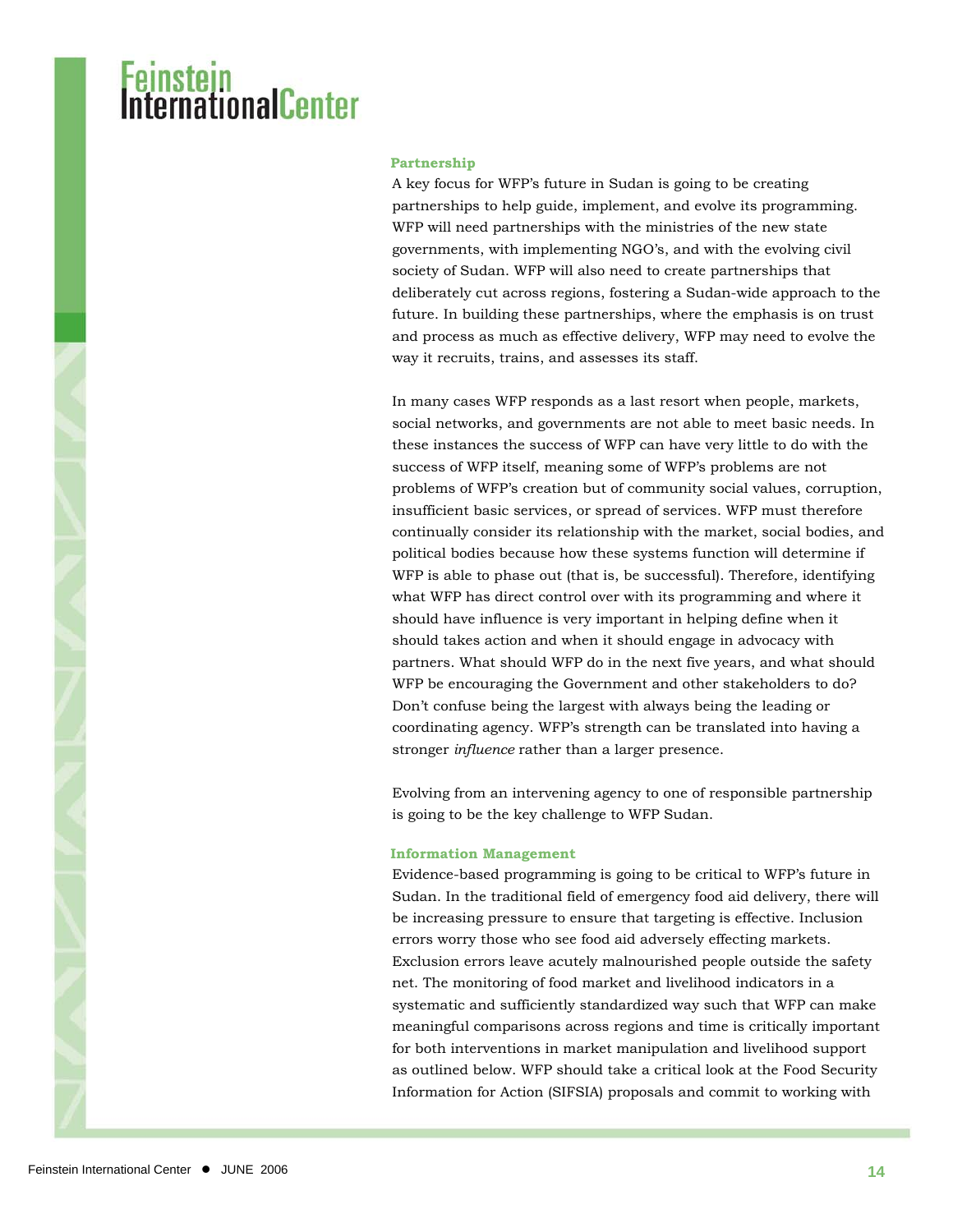### Partnership

A key focus for WFP's future in Sudan is going to be creating partnerships to help guide, implement, and evolve its programming. WFP will need partnerships with the ministries of the new state governments, with implementing NGO's, and with the evolving civil society of Sudan. WFP will also need to create partnerships that deliberately cut across regions, fostering a Sudan-wide approach to the future. In building these partnerships, where the emphasis is on trust and process as much as effective delivery, WFP may need to evolve the way it recruits, trains, and assesses its staff.

In many cases WFP responds as a last resort when people, markets, social networks, and governments are not able to meet basic needs. In these instances the success of WFP can have very little to do with the success of WFP itself, meaning some of WFP's problems are not problems of WFP's creation but of community social values, corruption, insufficient basic services, or spread of services. WFP must therefore continually consider its relationship with the market, social bodies, and political bodies because how these systems function will determine if WFP is able to phase out (that is, be successful). Therefore, identifying what WFP has direct control over with its programming and where it should have influence is very important in helping define when it should takes action and when it should engage in advocacy with partners. What should WFP do in the next five years, and what should WFP be encouraging the Government and other stakeholders to do? Don't confuse being the largest with always being the leading or coordinating agency. WFP's strength can be translated into having a stronger *influence* rather than a larger presence.

Evolving from an intervening agency to one of responsible partnership is going to be the key challenge to WFP Sudan.

### Information Management

Evidence-based programming is going to be critical to WFP's future in Sudan. In the traditional field of emergency food aid delivery, there will be increasing pressure to ensure that targeting is effective. Inclusion errors worry those who see food aid adversely effecting markets. Exclusion errors leave acutely malnourished people outside the safety net. The monitoring of food market and livelihood indicators in a systematic and sufficiently standardized way such that WFP can make meaningful comparisons across regions and time is critically important for both interventions in market manipulation and livelihood support as outlined below. WFP should take a critical look at the Food Security Information for Action (SIFSIA) proposals and commit to working with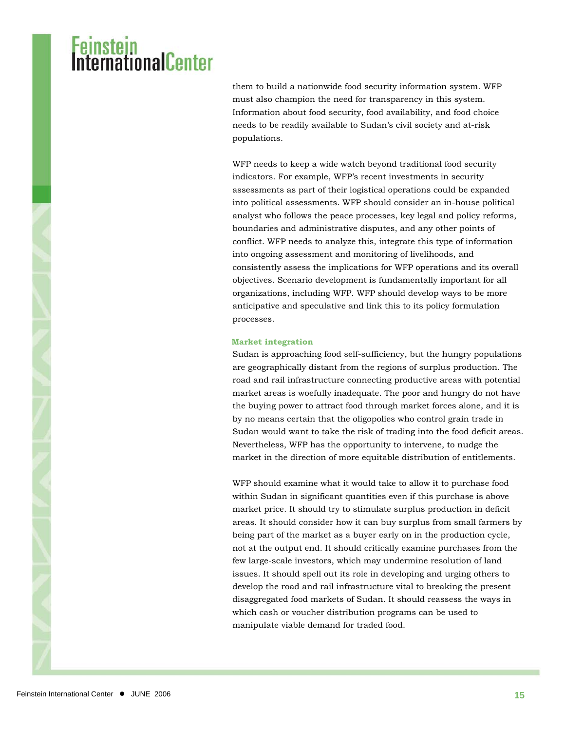them to build a nationwide food security information system. WFP must also champion the need for transparency in this system. Information about food security, food availability, and food choice needs to be readily available to Sudan's civil society and at-risk populations.

WFP needs to keep a wide watch beyond traditional food security indicators. For example, WFP's recent investments in security assessments as part of their logistical operations could be expanded into political assessments. WFP should consider an in-house political analyst who follows the peace processes, key legal and policy reforms, boundaries and administrative disputes, and any other points of conflict. WFP needs to analyze this, integrate this type of information into ongoing assessment and monitoring of livelihoods, and consistently assess the implications for WFP operations and its overall objectives. Scenario development is fundamentally important for all organizations, including WFP. WFP should develop ways to be more anticipative and speculative and link this to its policy formulation processes.

### Market integration

Sudan is approaching food self-sufficiency, but the hungry populations are geographically distant from the regions of surplus production. The road and rail infrastructure connecting productive areas with potential market areas is woefully inadequate. The poor and hungry do not have the buying power to attract food through market forces alone, and it is by no means certain that the oligopolies who control grain trade in Sudan would want to take the risk of trading into the food deficit areas. Nevertheless, WFP has the opportunity to intervene, to nudge the market in the direction of more equitable distribution of entitlements.

WFP should examine what it would take to allow it to purchase food within Sudan in significant quantities even if this purchase is above market price. It should try to stimulate surplus production in deficit areas. It should consider how it can buy surplus from small farmers by being part of the market as a buyer early on in the production cycle, not at the output end. It should critically examine purchases from the few large-scale investors, which may undermine resolution of land issues. It should spell out its role in developing and urging others to develop the road and rail infrastructure vital to breaking the present disaggregated food markets of Sudan. It should reassess the ways in which cash or voucher distribution programs can be used to manipulate viable demand for traded food.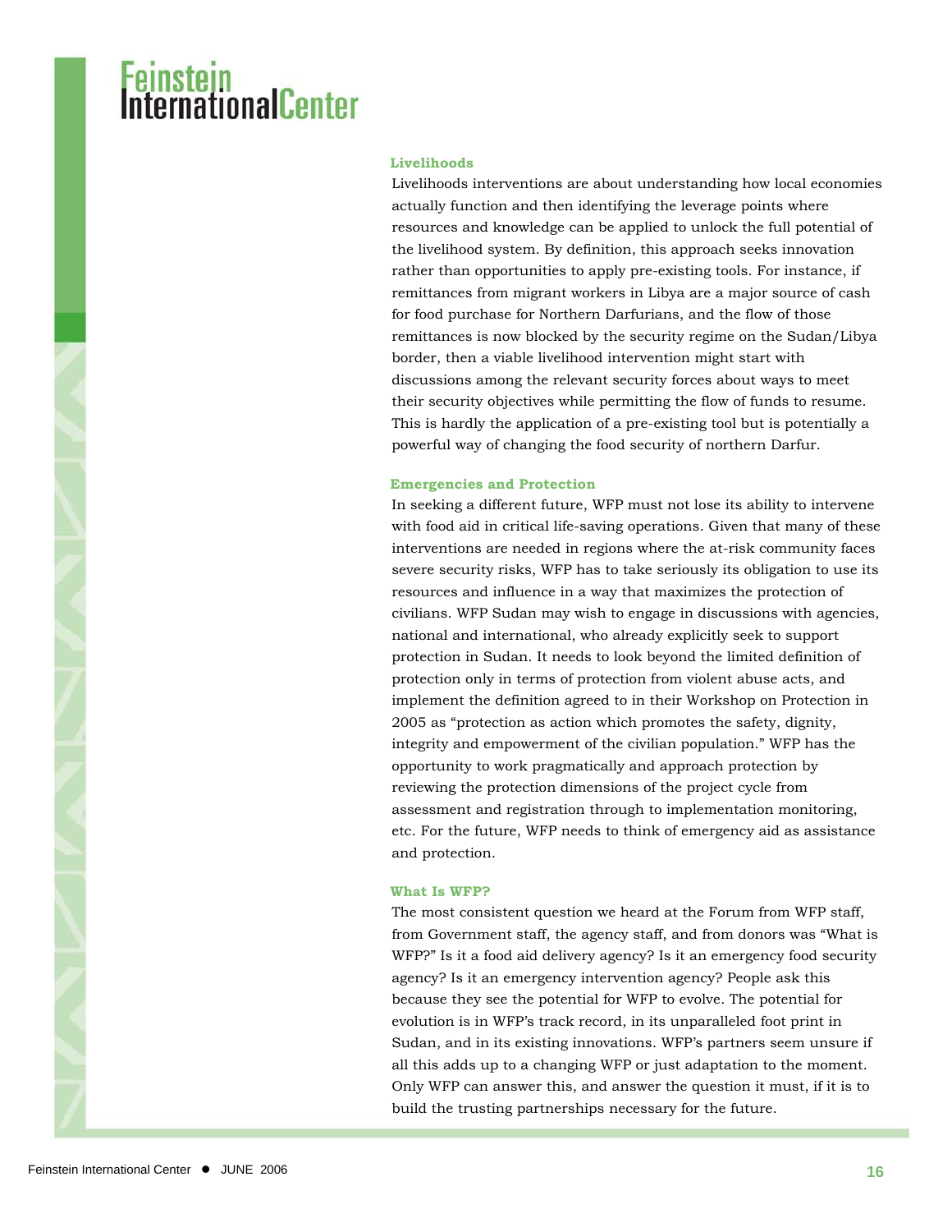### Livelihoods

Livelihoods interventions are about understanding how local economies actually function and then identifying the leverage points where resources and knowledge can be applied to unlock the full potential of the livelihood system. By definition, this approach seeks innovation rather than opportunities to apply pre-existing tools. For instance, if remittances from migrant workers in Libya are a major source of cash for food purchase for Northern Darfurians, and the flow of those remittances is now blocked by the security regime on the Sudan/Libya border, then a viable livelihood intervention might start with discussions among the relevant security forces about ways to meet their security objectives while permitting the flow of funds to resume. This is hardly the application of a pre-existing tool but is potentially a powerful way of changing the food security of northern Darfur.

### Emergencies and Protection

In seeking a different future, WFP must not lose its ability to intervene with food aid in critical life-saving operations. Given that many of these interventions are needed in regions where the at-risk community faces severe security risks, WFP has to take seriously its obligation to use its resources and influence in a way that maximizes the protection of civilians. WFP Sudan may wish to engage in discussions with agencies, national and international, who already explicitly seek to support protection in Sudan. It needs to look beyond the limited definition of protection only in terms of protection from violent abuse acts, and implement the definition agreed to in their Workshop on Protection in 2005 as "protection as action which promotes the safety, dignity, integrity and empowerment of the civilian population." WFP has the opportunity to work pragmatically and approach protection by reviewing the protection dimensions of the project cycle from assessment and registration through to implementation monitoring, etc. For the future, WFP needs to think of emergency aid as assistance and protection.

### What Is WFP?

The most consistent question we heard at the Forum from WFP staff, from Government staff, the agency staff, and from donors was "What is WFP?" Is it a food aid delivery agency? Is it an emergency food security agency? Is it an emergency intervention agency? People ask this because they see the potential for WFP to evolve. The potential for evolution is in WFP's track record, in its unparalleled foot print in Sudan, and in its existing innovations. WFP's partners seem unsure if all this adds up to a changing WFP or just adaptation to the moment. Only WFP can answer this, and answer the question it must, if it is to build the trusting partnerships necessary for the future.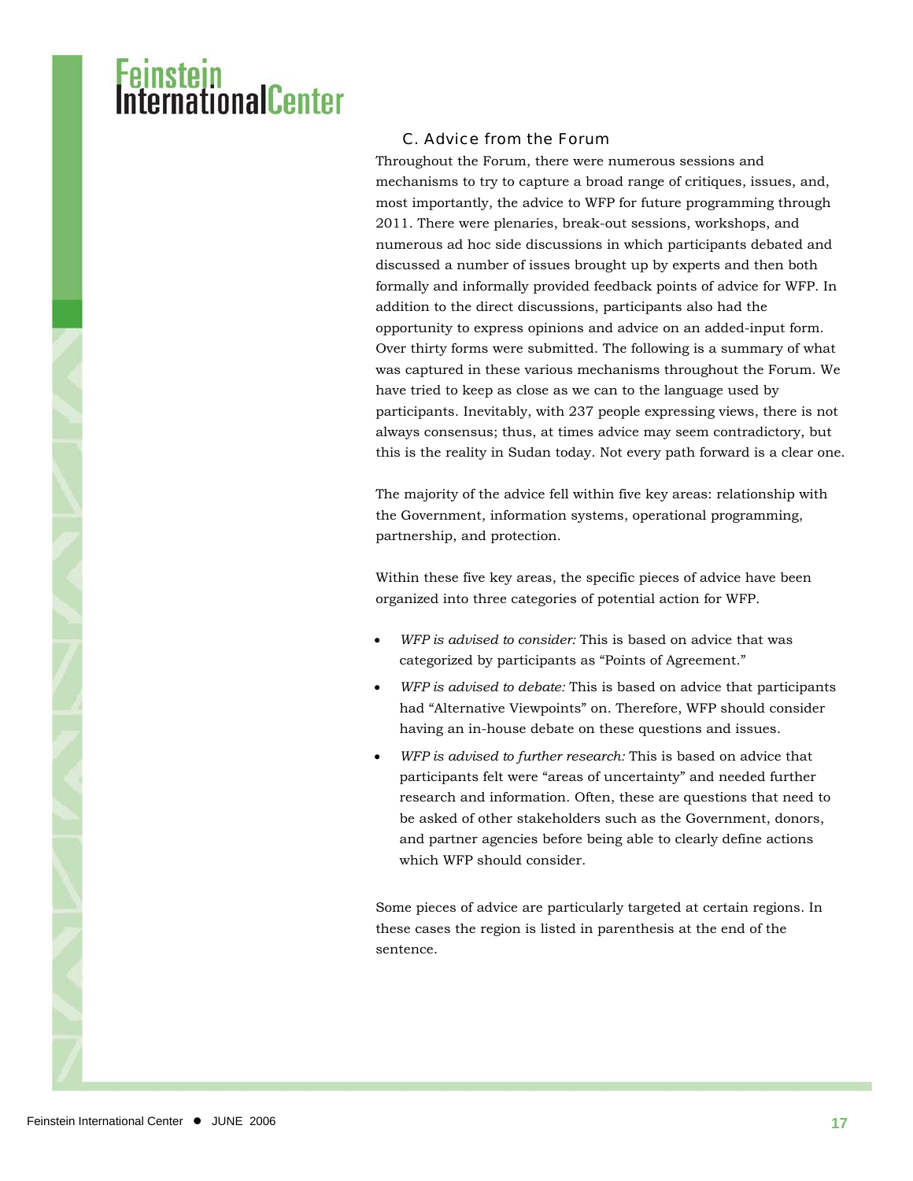### C. Advice from the Forum

Throughout the Forum, there were numerous sessions and mechanisms to try to capture a broad range of critiques, issues, and, most importantly, the advice to WFP for future programming through 2011. There were plenaries, break-out sessions, workshops, and numerous ad hoc side discussions in which participants debated and discussed a number of issues brought up by experts and then both formally and informally provided feedback points of advice for WFP. In addition to the direct discussions, participants also had the opportunity to express opinions and advice on an added-input form. Over thirty forms were submitted. The following is a summary of what was captured in these various mechanisms throughout the Forum. We have tried to keep as close as we can to the language used by participants. Inevitably, with 237 people expressing views, there is not always consensus; thus, at times advice may seem contradictory, but this is the reality in Sudan today. Not every path forward is a clear one.

The majority of the advice fell within five key areas: relationship with the Government, information systems, operational programming, partnership, and protection.

Within these five key areas, the specific pieces of advice have been organized into three categories of potential action for WFP.

- *WFP is advised to consider:* This is based on advice that was categorized by participants as "Points of Agreement."
- *WFP is advised to debate:* This is based on advice that participants had "Alternative Viewpoints" on. Therefore, WFP should consider having an in-house debate on these questions and issues.
- *WFP is advised to further research:* This is based on advice that participants felt were "areas of uncertainty" and needed further research and information. Often, these are questions that need to be asked of other stakeholders such as the Government, donors, and partner agencies before being able to clearly define actions which WFP should consider.

Some pieces of advice are particularly targeted at certain regions. In these cases the region is listed in parenthesis at the end of the sentence.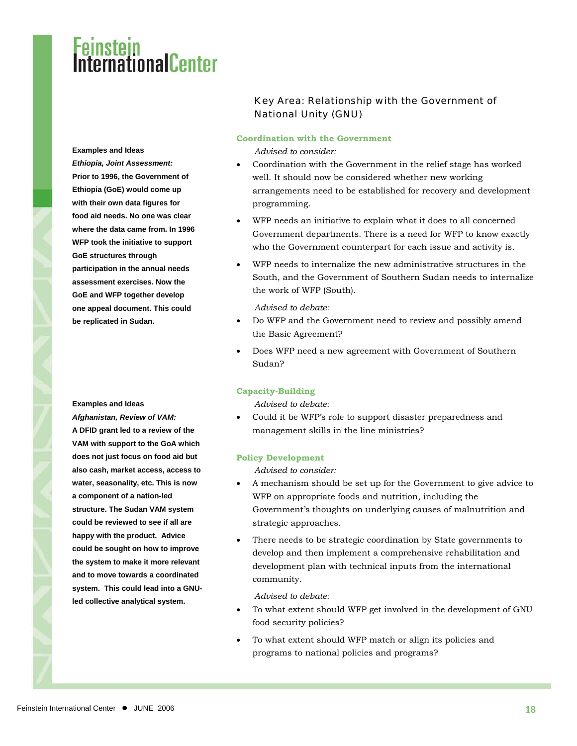## Key Area: Relationship with the Government of National Unity (GNU)

### Coordination with the Government

*Advised to consider:*

- Coordination with the Government in the relief stage has worked well. It should now be considered whether new working arrangements need to be established for recovery and development programming.
- WFP needs an initiative to explain what it does to all concerned Government departments. There is a need for WFP to know exactly who the Government counterpart for each issue and activity is.
- WFP needs to internalize the new administrative structures in the South, and the Government of Southern Sudan needs to internalize the work of WFP (South).

*Advised to debate:*

- Do WFP and the Government need to review and possibly amend the Basic Agreement?
- Does WFP need a new agreement with Government of Southern Sudan?

**Examples and Ideas**

***Ethiopia, Joint Assessment:***

**Prior to 1996, the Government of Ethiopia (GoE) would come up with their own data figures for food aid needs. No one was clear where the data came from. In 1996 WFP took the initiative to support GoE structures through participation in the annual needs assessment exercises. Now the GoE and WFP together develop one appeal document. This could be replicated in Sudan.**

### Capacity-Building

*Advised to debate:*

- Could it be WFP's role to support disaster preparedness and management skills in the line ministries?

**Examples and Ideas**

***Afghanistan, Review of VAM:***

**A DFID grant led to a review of the VAM with support to the GoA which does not just focus on food aid but also cash, market access, access to water, seasonality, etc. This is now a component of a nation-led structure. The Sudan VAM system could be reviewed to see if all are happy with the product. Advice could be sought on how to improve the system to make it more relevant and to move towards a coordinated system. This could lead into a GNU-led collective analytical system.**

### Policy Development

*Advised to consider:*

- A mechanism should be set up for the Government to give advice to WFP on appropriate foods and nutrition, including the Government's thoughts on underlying causes of malnutrition and strategic approaches.
- There needs to be strategic coordination by State governments to develop and then implement a comprehensive rehabilitation and development plan with technical inputs from the international community.

*Advised to debate:*

- To what extent should WFP get involved in the development of GNU food security policies?
- To what extent should WFP match or align its policies and programs to national policies and programs?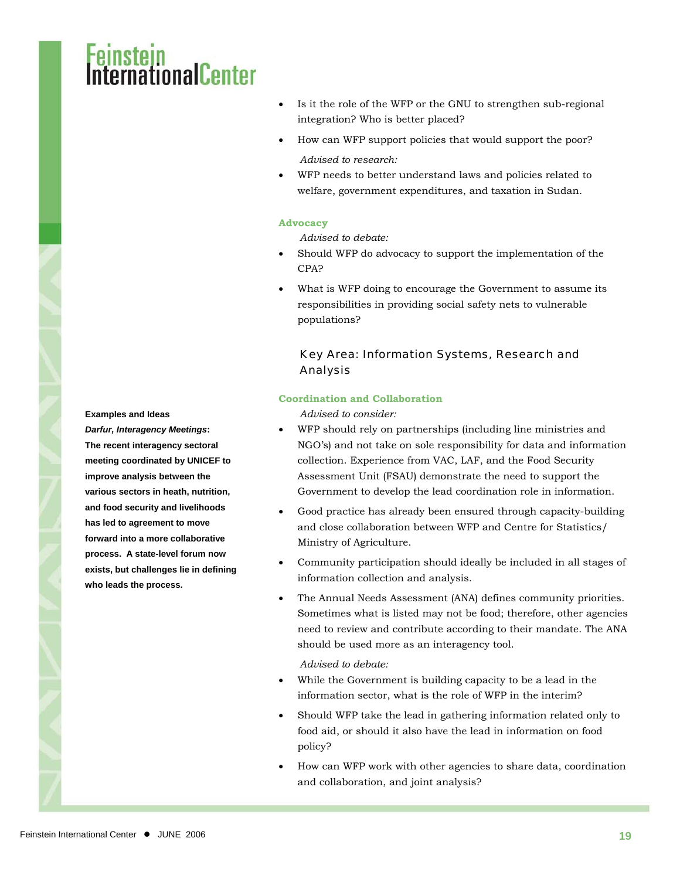- Is it the role of the WFP or the GNU to strengthen sub-regional integration? Who is better placed?
- How can WFP support policies that would support the poor?

*Advised to research:*

- WFP needs to better understand laws and policies related to welfare, government expenditures, and taxation in Sudan.

### Advocacy

*Advised to debate:*

- Should WFP do advocacy to support the implementation of the CPA?
- What is WFP doing to encourage the Government to assume its responsibilities in providing social safety nets to vulnerable populations?

## Key Area: Information Systems, Research and Analysis

### Coordination and Collaboration

*Advised to consider:*

- WFP should rely on partnerships (including line ministries and NGO's) and not take on sole responsibility for data and information collection. Experience from VAC, LAF, and the Food Security Assessment Unit (FSAU) demonstrate the need to support the Government to develop the lead coordination role in information.
- Good practice has already been ensured through capacity-building and close collaboration between WFP and Centre for Statistics/ Ministry of Agriculture.
- Community participation should ideally be included in all stages of information collection and analysis.
- The Annual Needs Assessment (ANA) defines community priorities. Sometimes what is listed may not be food; therefore, other agencies need to review and contribute according to their mandate. The ANA should be used more as an interagency tool.

*Advised to debate:*

- While the Government is building capacity to be a lead in the information sector, what is the role of WFP in the interim?
- Should WFP take the lead in gathering information related only to food aid, or should it also have the lead in information on food policy?
- How can WFP work with other agencies to share data, coordination and collaboration, and joint analysis?

**Examples and Ideas**

***Darfur, Interagency Meetings*: The recent interagency sectoral meeting coordinated by UNICEF to improve analysis between the various sectors in heath, nutrition, and food security and livelihoods has led to agreement to move forward into a more collaborative process. A state-level forum now exists, but challenges lie in defining who leads the process.**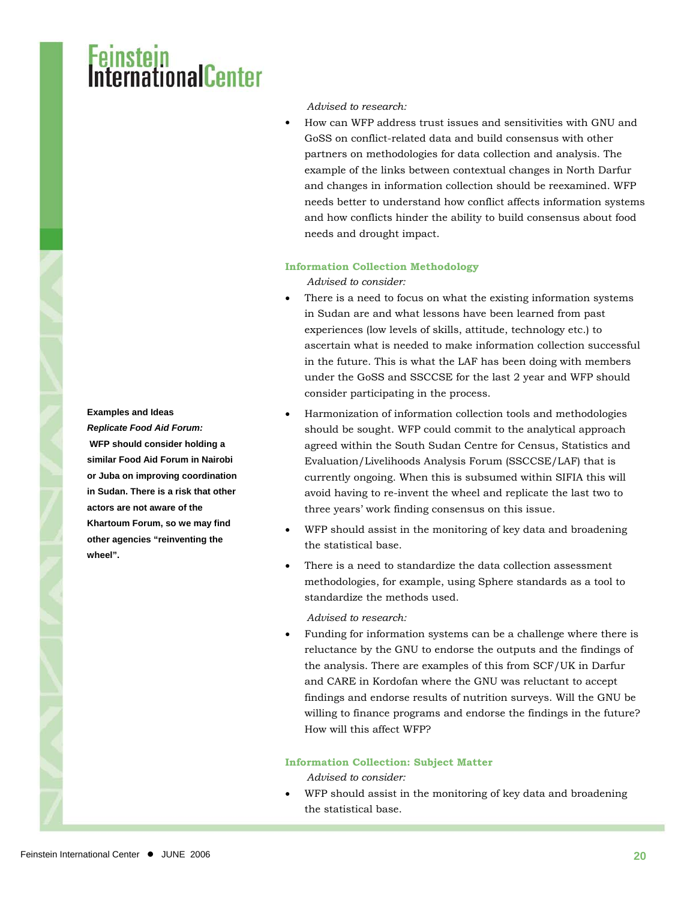*Advised to research:*

- How can WFP address trust issues and sensitivities with GNU and GoSS on conflict-related data and build consensus with other partners on methodologies for data collection and analysis. The example of the links between contextual changes in North Darfur and changes in information collection should be reexamined. WFP needs better to understand how conflict affects information systems and how conflicts hinder the ability to build consensus about food needs and drought impact.

### Information Collection Methodology

*Advised to consider:*

- There is a need to focus on what the existing information systems in Sudan are and what lessons have been learned from past experiences (low levels of skills, attitude, technology etc.) to ascertain what is needed to make information collection successful in the future. This is what the LAF has been doing with members under the GoSS and SSCCSE for the last 2 year and WFP should consider participating in the process.
- Harmonization of information collection tools and methodologies should be sought. WFP could commit to the analytical approach agreed within the South Sudan Centre for Census, Statistics and Evaluation/Livelihoods Analysis Forum (SSCCSE/LAF) that is currently ongoing. When this is subsumed within SIFIA this will avoid having to re-invent the wheel and replicate the last two to three years' work finding consensus on this issue.
- WFP should assist in the monitoring of key data and broadening the statistical base.
- There is a need to standardize the data collection assessment methodologies, for example, using Sphere standards as a tool to standardize the methods used.

*Advised to research:*

- Funding for information systems can be a challenge where there is reluctance by the GNU to endorse the outputs and the findings of the analysis. There are examples of this from SCF/UK in Darfur and CARE in Kordofan where the GNU was reluctant to accept findings and endorse results of nutrition surveys. Will the GNU be willing to finance programs and endorse the findings in the future? How will this affect WFP?

> **Examples and Ideas**
>
> ***Replicate Food Aid Forum:***
> **WFP should consider holding a similar Food Aid Forum in Nairobi or Juba on improving coordination in Sudan. There is a risk that other actors are not aware of the Khartoum Forum, so we may find other agencies "reinventing the wheel".**

### Information Collection: Subject Matter

*Advised to consider:*

- WFP should assist in the monitoring of key data and broadening the statistical base.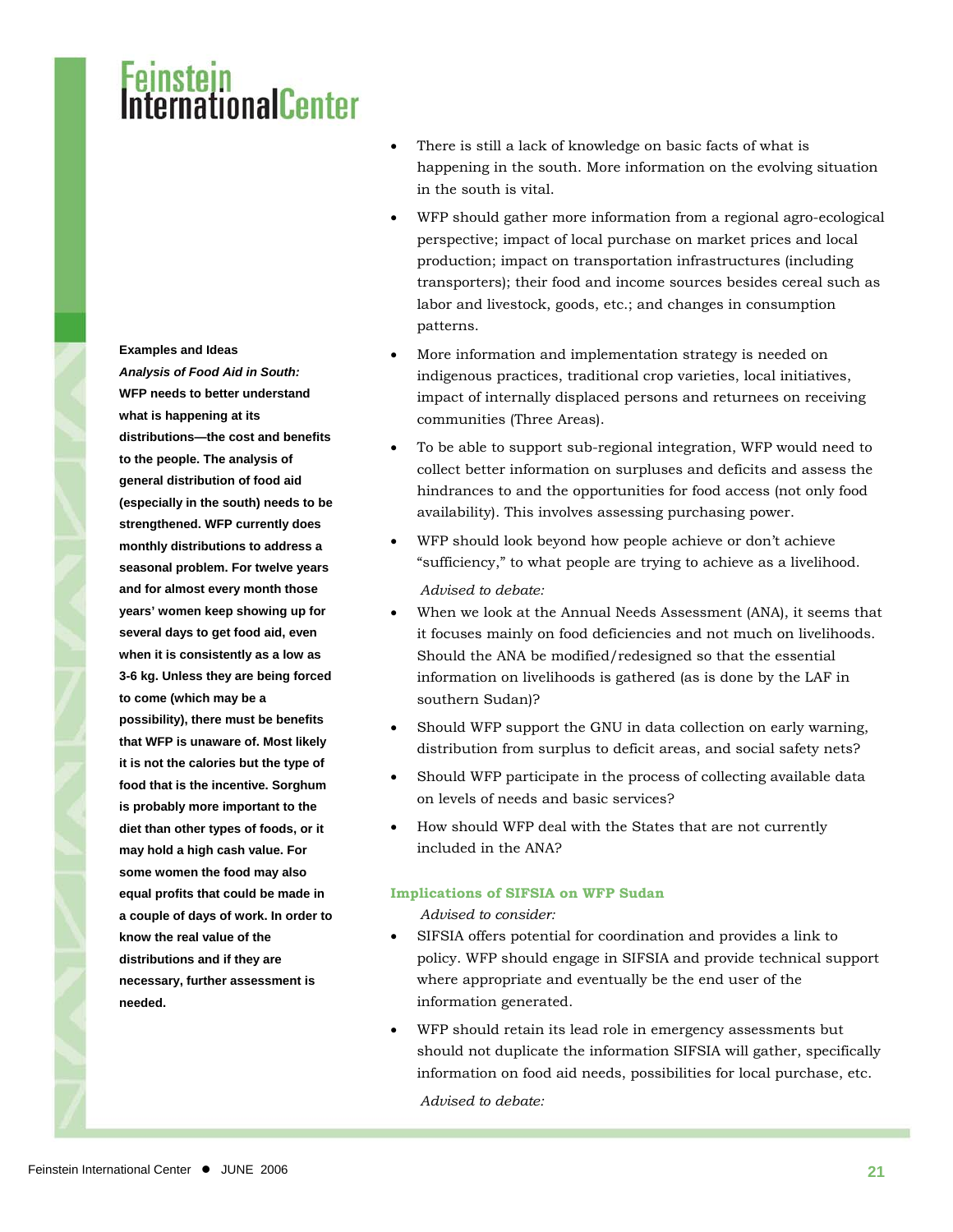- There is still a lack of knowledge on basic facts of what is happening in the south. More information on the evolving situation in the south is vital.
- WFP should gather more information from a regional agro-ecological perspective; impact of local purchase on market prices and local production; impact on transportation infrastructures (including transporters); their food and income sources besides cereal such as labor and livestock, goods, etc.; and changes in consumption patterns.
- More information and implementation strategy is needed on indigenous practices, traditional crop varieties, local initiatives, impact of internally displaced persons and returnees on receiving communities (Three Areas).
- To be able to support sub-regional integration, WFP would need to collect better information on surpluses and deficits and assess the hindrances to and the opportunities for food access (not only food availability). This involves assessing purchasing power.
- WFP should look beyond how people achieve or don't achieve "sufficiency," to what people are trying to achieve as a livelihood.

*Advised to debate:*

- When we look at the Annual Needs Assessment (ANA), it seems that it focuses mainly on food deficiencies and not much on livelihoods. Should the ANA be modified/redesigned so that the essential information on livelihoods is gathered (as is done by the LAF in southern Sudan)?
- Should WFP support the GNU in data collection on early warning, distribution from surplus to deficit areas, and social safety nets?
- Should WFP participate in the process of collecting available data on levels of needs and basic services?
- How should WFP deal with the States that are not currently included in the ANA?

### Implications of SIFSIA on WFP Sudan

*Advised to consider:*

- SIFSIA offers potential for coordination and provides a link to policy. WFP should engage in SIFSIA and provide technical support where appropriate and eventually be the end user of the information generated.
- WFP should retain its lead role in emergency assessments but should not duplicate the information SIFSIA will gather, specifically information on food aid needs, possibilities for local purchase, etc.

*Advised to debate:*

**Examples and Ideas**

***Analysis of Food Aid in South:***
**WFP needs to better understand what is happening at its distributions—the cost and benefits to the people. The analysis of general distribution of food aid (especially in the south) needs to be strengthened. WFP currently does monthly distributions to address a seasonal problem. For twelve years and for almost every month those years' women keep showing up for several days to get food aid, even when it is consistently as a low as 3-6 kg. Unless they are being forced to come (which may be a possibility), there must be benefits that WFP is unaware of. Most likely it is not the calories but the type of food that is the incentive. Sorghum is probably more important to the diet than other types of foods, or it may hold a high cash value. For some women the food may also equal profits that could be made in a couple of days of work. In order to know the real value of the distributions and if they are necessary, further assessment is needed.**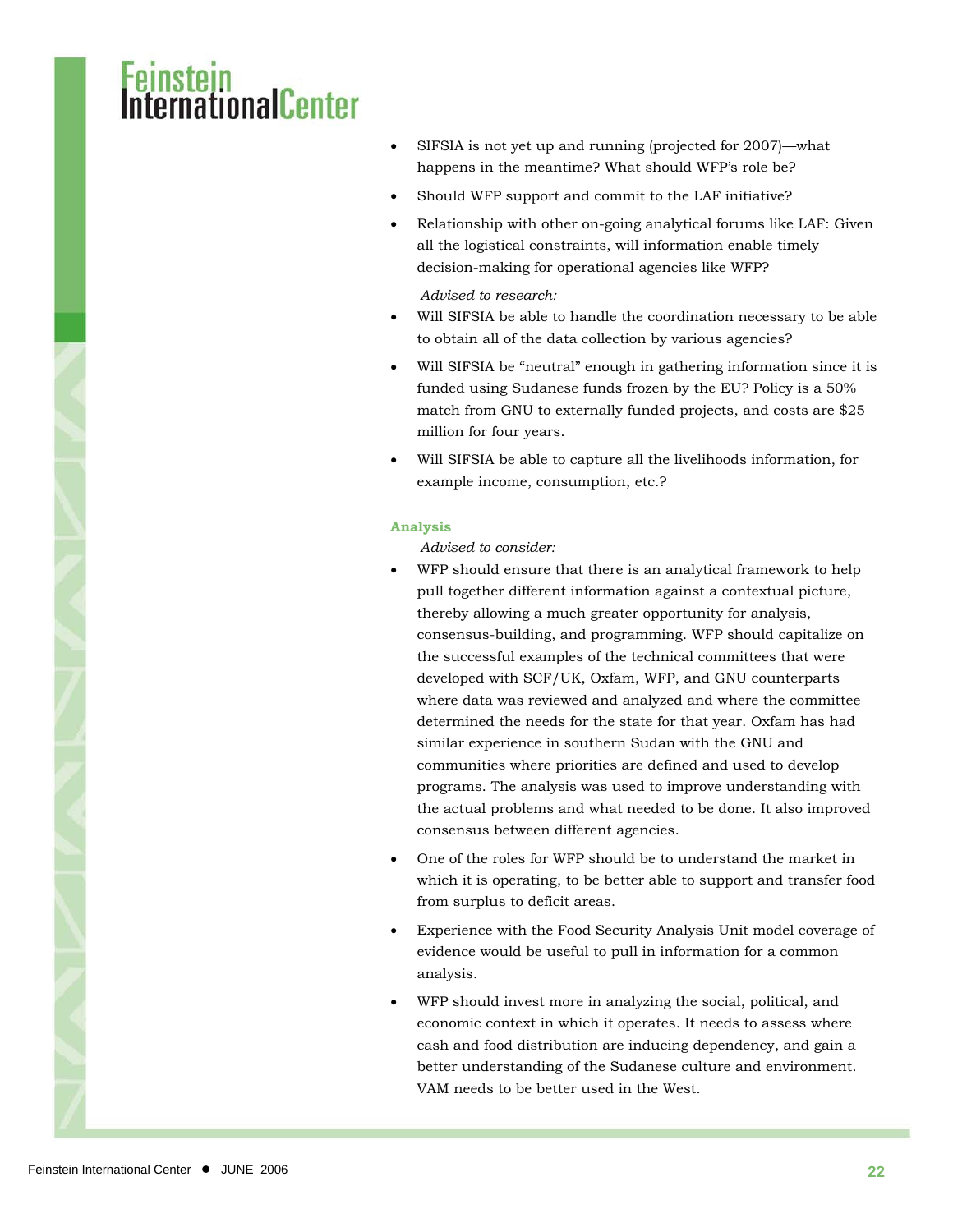- SIFSIA is not yet up and running (projected for 2007)—what happens in the meantime? What should WFP's role be?
- Should WFP support and commit to the LAF initiative?
- Relationship with other on-going analytical forums like LAF: Given all the logistical constraints, will information enable timely decision-making for operational agencies like WFP?

*Advised to research:*

- Will SIFSIA be able to handle the coordination necessary to be able to obtain all of the data collection by various agencies?
- Will SIFSIA be "neutral" enough in gathering information since it is funded using Sudanese funds frozen by the EU? Policy is a 50% match from GNU to externally funded projects, and costs are $25 million for four years.
- Will SIFSIA be able to capture all the livelihoods information, for example income, consumption, etc.?

**Analysis**

*Advised to consider:*

- WFP should ensure that there is an analytical framework to help pull together different information against a contextual picture, thereby allowing a much greater opportunity for analysis, consensus-building, and programming. WFP should capitalize on the successful examples of the technical committees that were developed with SCF/UK, Oxfam, WFP, and GNU counterparts where data was reviewed and analyzed and where the committee determined the needs for the state for that year. Oxfam has had similar experience in southern Sudan with the GNU and communities where priorities are defined and used to develop programs. The analysis was used to improve understanding with the actual problems and what needed to be done. It also improved consensus between different agencies.
- One of the roles for WFP should be to understand the market in which it is operating, to be better able to support and transfer food from surplus to deficit areas.
- Experience with the Food Security Analysis Unit model coverage of evidence would be useful to pull in information for a common analysis.
- WFP should invest more in analyzing the social, political, and economic context in which it operates. It needs to assess where cash and food distribution are inducing dependency, and gain a better understanding of the Sudanese culture and environment. VAM needs to be better used in the West.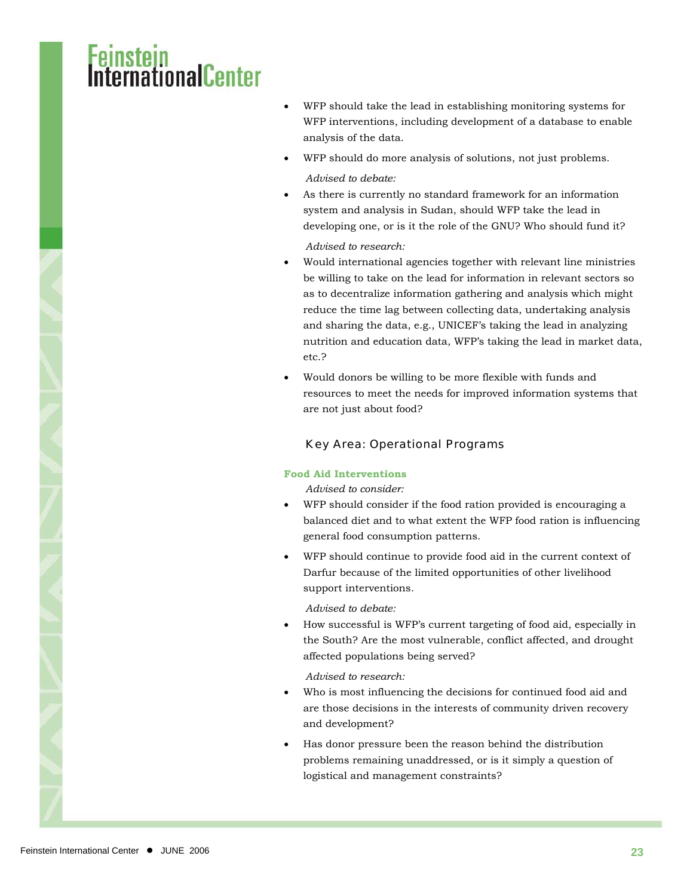- WFP should take the lead in establishing monitoring systems for WFP interventions, including development of a database to enable analysis of the data.
- WFP should do more analysis of solutions, not just problems.

*Advised to debate:*

- As there is currently no standard framework for an information system and analysis in Sudan, should WFP take the lead in developing one, or is it the role of the GNU? Who should fund it?

*Advised to research:*

- Would international agencies together with relevant line ministries be willing to take on the lead for information in relevant sectors so as to decentralize information gathering and analysis which might reduce the time lag between collecting data, undertaking analysis and sharing the data, e.g., UNICEF's taking the lead in analyzing nutrition and education data, WFP's taking the lead in market data, etc.?
- Would donors be willing to be more flexible with funds and resources to meet the needs for improved information systems that are not just about food?

## Key Area: Operational Programs

### Food Aid Interventions

*Advised to consider:*

- WFP should consider if the food ration provided is encouraging a balanced diet and to what extent the WFP food ration is influencing general food consumption patterns.
- WFP should continue to provide food aid in the current context of Darfur because of the limited opportunities of other livelihood support interventions.

*Advised to debate:*

- How successful is WFP's current targeting of food aid, especially in the South? Are the most vulnerable, conflict affected, and drought affected populations being served?

*Advised to research:*

- Who is most influencing the decisions for continued food aid and are those decisions in the interests of community driven recovery and development?
- Has donor pressure been the reason behind the distribution problems remaining unaddressed, or is it simply a question of logistical and management constraints?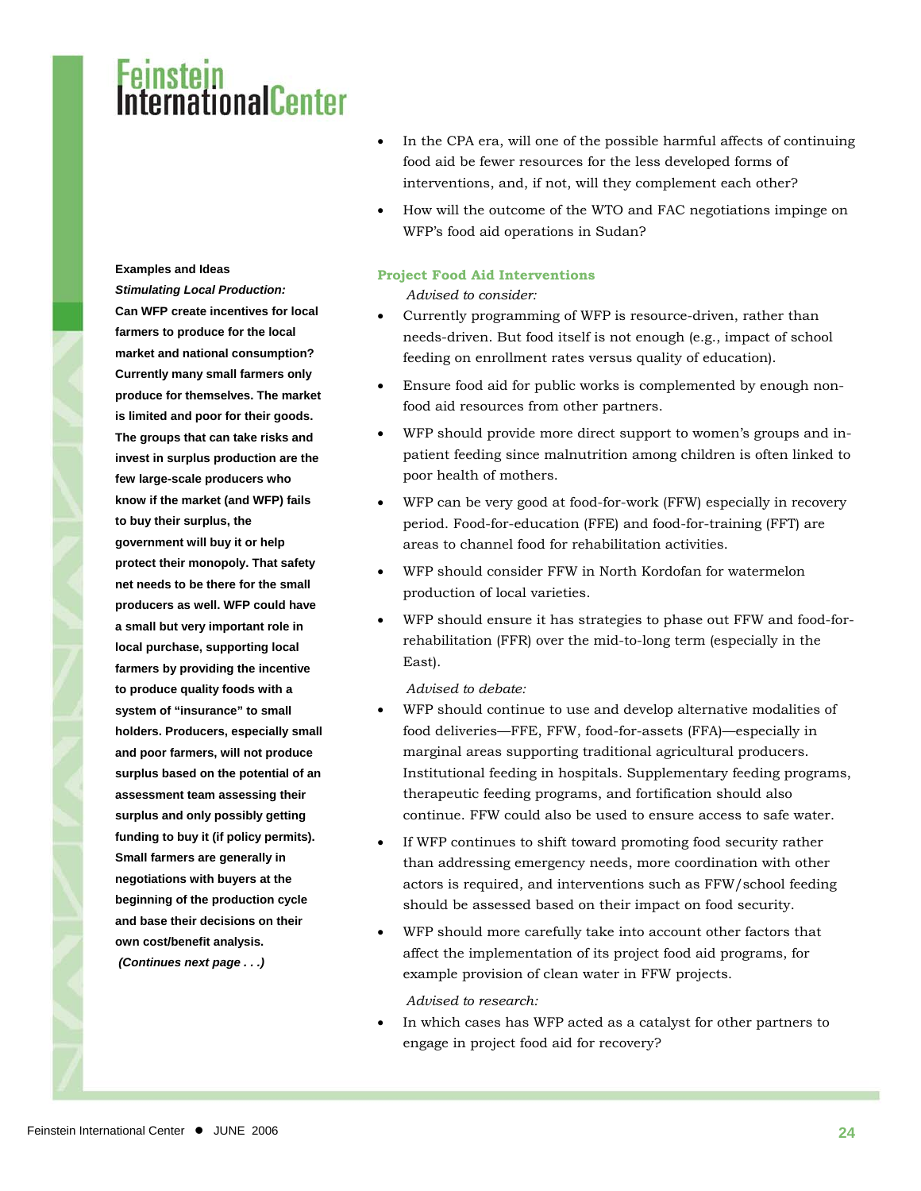**Examples and Ideas**

***Stimulating Local Production:***

**Can WFP create incentives for local farmers to produce for the local market and national consumption? Currently many small farmers only produce for themselves. The market is limited and poor for their goods. The groups that can take risks and invest in surplus production are the few large-scale producers who know if the market (and WFP) fails to buy their surplus, the government will buy it or help protect their monopoly. That safety net needs to be there for the small producers as well. WFP could have a small but very important role in local purchase, supporting local farmers by providing the incentive to produce quality foods with a system of "insurance" to small holders. Producers, especially small and poor farmers, will not produce surplus based on the potential of an assessment team assessing their surplus and only possibly getting funding to buy it (if policy permits). Small farmers are generally in negotiations with buyers at the beginning of the production cycle and base their decisions on their own cost/benefit analysis.**

***(Continues next page . . .)***

- In the CPA era, will one of the possible harmful affects of continuing food aid be fewer resources for the less developed forms of interventions, and, if not, will they complement each other?
- How will the outcome of the WTO and FAC negotiations impinge on WFP's food aid operations in Sudan?

### Project Food Aid Interventions

*Advised to consider:*

- Currently programming of WFP is resource-driven, rather than needs-driven. But food itself is not enough (e.g., impact of school feeding on enrollment rates versus quality of education).
- Ensure food aid for public works is complemented by enough non-food aid resources from other partners.
- WFP should provide more direct support to women's groups and in-patient feeding since malnutrition among children is often linked to poor health of mothers.
- WFP can be very good at food-for-work (FFW) especially in recovery period. Food-for-education (FFE) and food-for-training (FFT) are areas to channel food for rehabilitation activities.
- WFP should consider FFW in North Kordofan for watermelon production of local varieties.
- WFP should ensure it has strategies to phase out FFW and food-for-rehabilitation (FFR) over the mid-to-long term (especially in the East).

*Advised to debate:*

- WFP should continue to use and develop alternative modalities of food deliveries—FFE, FFW, food-for-assets (FFA)—especially in marginal areas supporting traditional agricultural producers. Institutional feeding in hospitals. Supplementary feeding programs, therapeutic feeding programs, and fortification should also continue. FFW could also be used to ensure access to safe water.
- If WFP continues to shift toward promoting food security rather than addressing emergency needs, more coordination with other actors is required, and interventions such as FFW/school feeding should be assessed based on their impact on food security.
- WFP should more carefully take into account other factors that affect the implementation of its project food aid programs, for example provision of clean water in FFW projects.

*Advised to research:*

- In which cases has WFP acted as a catalyst for other partners to engage in project food aid for recovery?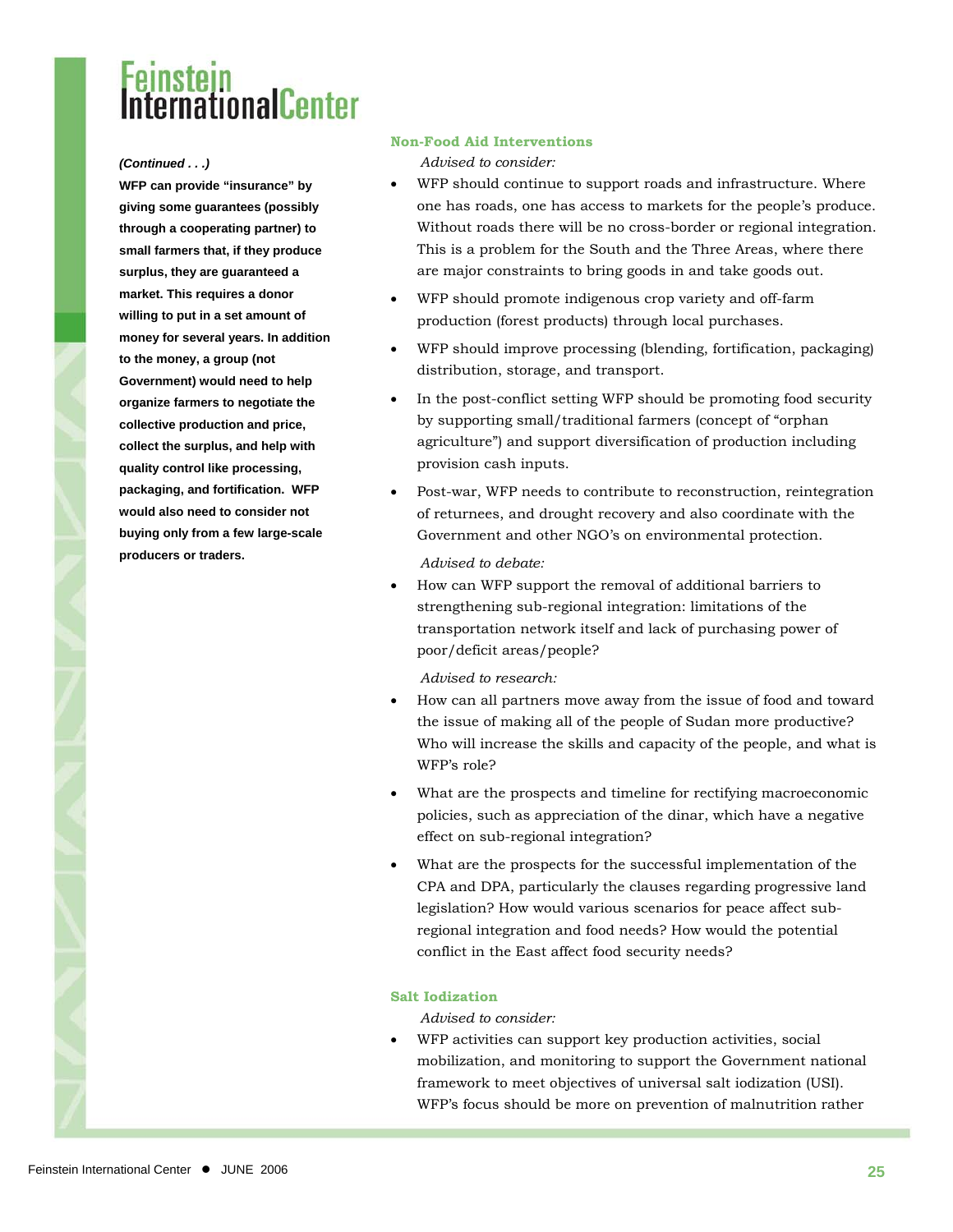**(Continued . . .)**

**WFP can provide "insurance" by giving some guarantees (possibly through a cooperating partner) to small farmers that, if they produce surplus, they are guaranteed a market. This requires a donor willing to put in a set amount of money for several years. In addition to the money, a group (not Government) would need to help organize farmers to negotiate the collective production and price, collect the surplus, and help with quality control like processing, packaging, and fortification. WFP would also need to consider not buying only from a few large-scale producers or traders.**

### Non-Food Aid Interventions

*Advised to consider:*

- WFP should continue to support roads and infrastructure. Where one has roads, one has access to markets for the people's produce. Without roads there will be no cross-border or regional integration. This is a problem for the South and the Three Areas, where there are major constraints to bring goods in and take goods out.
- WFP should promote indigenous crop variety and off-farm production (forest products) through local purchases.
- WFP should improve processing (blending, fortification, packaging) distribution, storage, and transport.
- In the post-conflict setting WFP should be promoting food security by supporting small/traditional farmers (concept of "orphan agriculture") and support diversification of production including provision cash inputs.
- Post-war, WFP needs to contribute to reconstruction, reintegration of returnees, and drought recovery and also coordinate with the Government and other NGO's on environmental protection.

*Advised to debate:*

- How can WFP support the removal of additional barriers to strengthening sub-regional integration: limitations of the transportation network itself and lack of purchasing power of poor/deficit areas/people?

*Advised to research:*

- How can all partners move away from the issue of food and toward the issue of making all of the people of Sudan more productive? Who will increase the skills and capacity of the people, and what is WFP's role?
- What are the prospects and timeline for rectifying macroeconomic policies, such as appreciation of the dinar, which have a negative effect on sub-regional integration?
- What are the prospects for the successful implementation of the CPA and DPA, particularly the clauses regarding progressive land legislation? How would various scenarios for peace affect sub-regional integration and food needs? How would the potential conflict in the East affect food security needs?

### Salt Iodization

*Advised to consider:*

- WFP activities can support key production activities, social mobilization, and monitoring to support the Government national framework to meet objectives of universal salt iodization (USI). WFP's focus should be more on prevention of malnutrition rather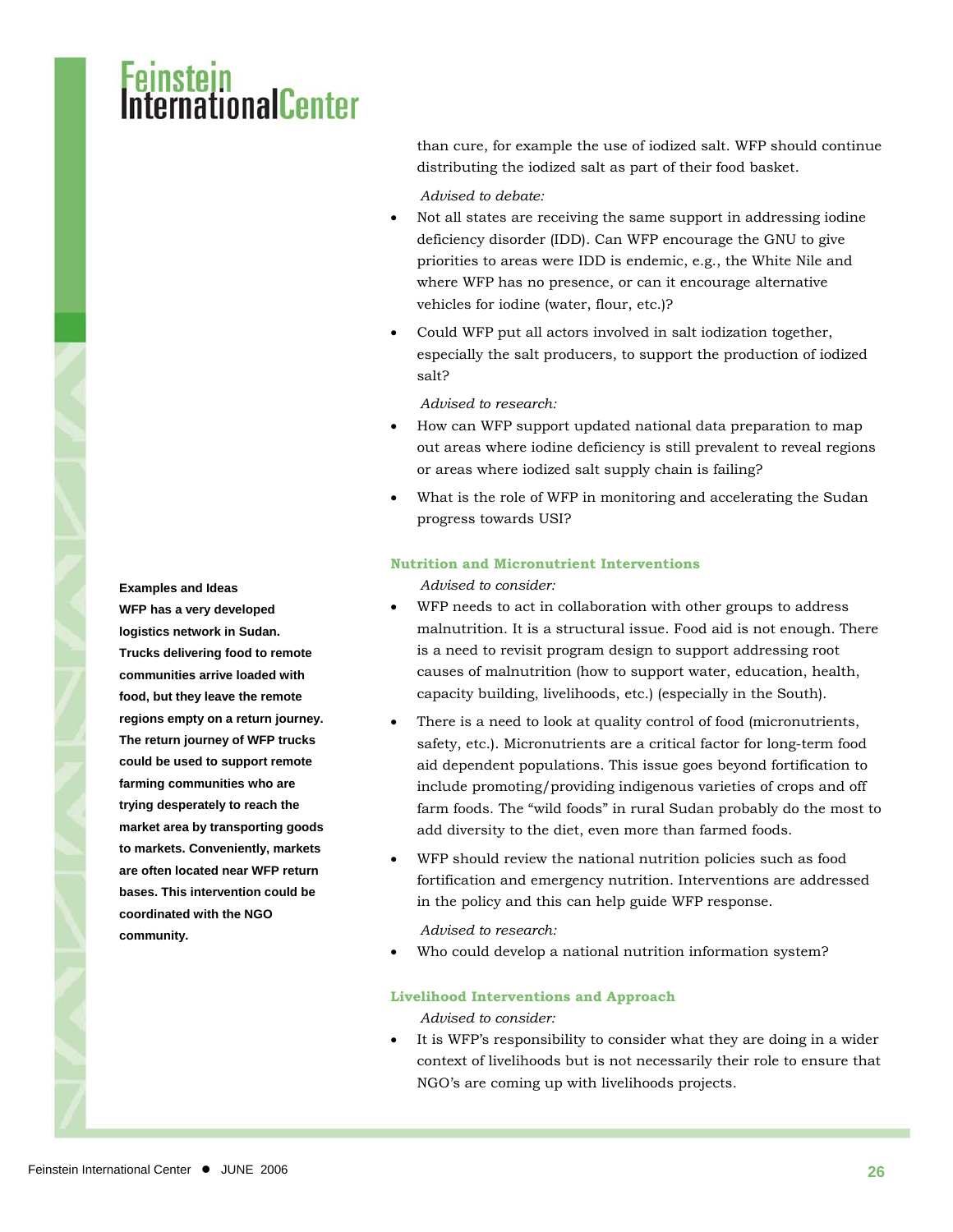than cure, for example the use of iodized salt. WFP should continue distributing the iodized salt as part of their food basket.

*Advised to debate:*

- Not all states are receiving the same support in addressing iodine deficiency disorder (IDD). Can WFP encourage the GNU to give priorities to areas were IDD is endemic, e.g., the White Nile and where WFP has no presence, or can it encourage alternative vehicles for iodine (water, flour, etc.)?
- Could WFP put all actors involved in salt iodization together, especially the salt producers, to support the production of iodized salt?

*Advised to research:*

- How can WFP support updated national data preparation to map out areas where iodine deficiency is still prevalent to reveal regions or areas where iodized salt supply chain is failing?
- What is the role of WFP in monitoring and accelerating the Sudan progress towards USI?

### Nutrition and Micronutrient Interventions

*Advised to consider:*

- WFP needs to act in collaboration with other groups to address malnutrition. It is a structural issue. Food aid is not enough. There is a need to revisit program design to support addressing root causes of malnutrition (how to support water, education, health, capacity building, livelihoods, etc.) (especially in the South).
- There is a need to look at quality control of food (micronutrients, safety, etc.). Micronutrients are a critical factor for long-term food aid dependent populations. This issue goes beyond fortification to include promoting/providing indigenous varieties of crops and off farm foods. The "wild foods" in rural Sudan probably do the most to add diversity to the diet, even more than farmed foods.
- WFP should review the national nutrition policies such as food fortification and emergency nutrition. Interventions are addressed in the policy and this can help guide WFP response.

*Advised to research:*

- Who could develop a national nutrition information system?

### Livelihood Interventions and Approach

*Advised to consider:*

- It is WFP's responsibility to consider what they are doing in a wider context of livelihoods but is not necessarily their role to ensure that NGO's are coming up with livelihoods projects.

**Examples and Ideas**

**WFP has a very developed logistics network in Sudan. Trucks delivering food to remote communities arrive loaded with food, but they leave the remote regions empty on a return journey. The return journey of WFP trucks could be used to support remote farming communities who are trying desperately to reach the market area by transporting goods to markets. Conveniently, markets are often located near WFP return bases. This intervention could be coordinated with the NGO community.**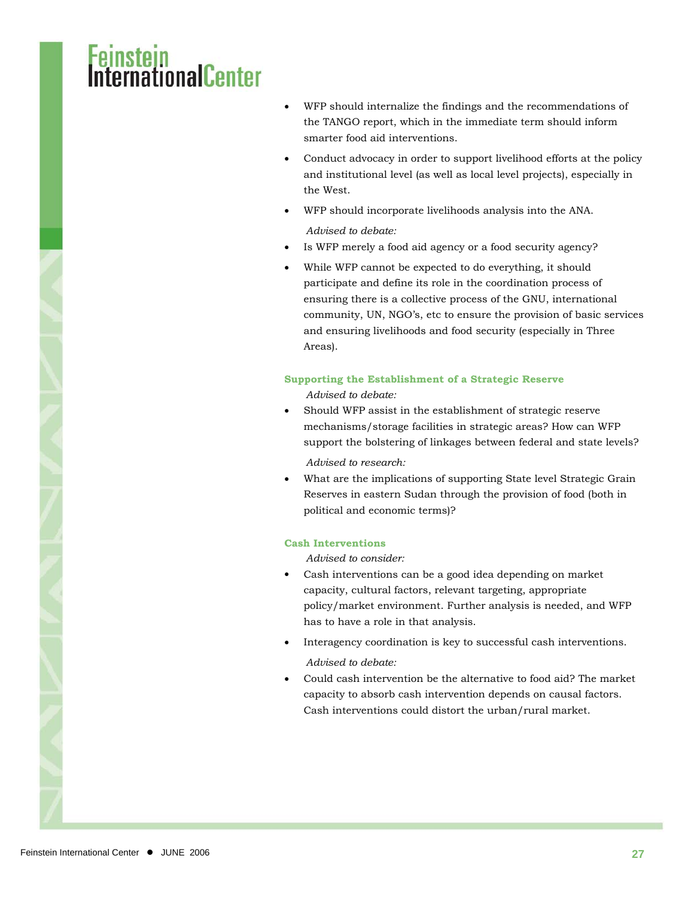- WFP should internalize the findings and the recommendations of the TANGO report, which in the immediate term should inform smarter food aid interventions.
- Conduct advocacy in order to support livelihood efforts at the policy and institutional level (as well as local level projects), especially in the West.
- WFP should incorporate livelihoods analysis into the ANA.

*Advised to debate:*

- Is WFP merely a food aid agency or a food security agency?
- While WFP cannot be expected to do everything, it should participate and define its role in the coordination process of ensuring there is a collective process of the GNU, international community, UN, NGO's, etc to ensure the provision of basic services and ensuring livelihoods and food security (especially in Three Areas).

### Supporting the Establishment of a Strategic Reserve

*Advised to debate:*

- Should WFP assist in the establishment of strategic reserve mechanisms/storage facilities in strategic areas? How can WFP support the bolstering of linkages between federal and state levels?

*Advised to research:*

- What are the implications of supporting State level Strategic Grain Reserves in eastern Sudan through the provision of food (both in political and economic terms)?

### Cash Interventions

*Advised to consider:*

- Cash interventions can be a good idea depending on market capacity, cultural factors, relevant targeting, appropriate policy/market environment. Further analysis is needed, and WFP has to have a role in that analysis.
- Interagency coordination is key to successful cash interventions.

*Advised to debate:*

- Could cash intervention be the alternative to food aid? The market capacity to absorb cash intervention depends on causal factors. Cash interventions could distort the urban/rural market.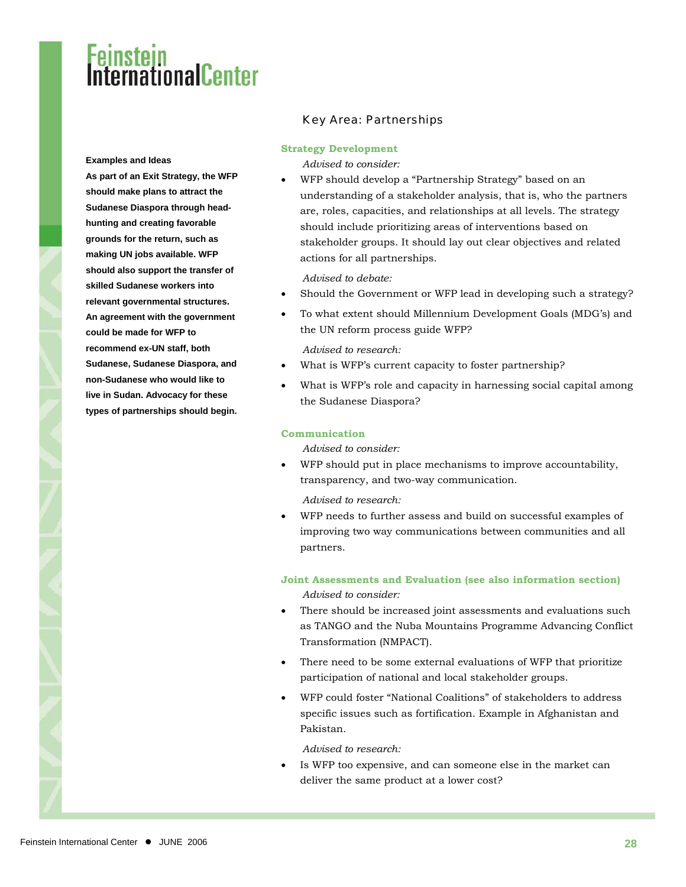## Key Area: Partnerships

**Examples and Ideas**

**As part of an Exit Strategy, the WFP should make plans to attract the Sudanese Diaspora through head-hunting and creating favorable grounds for the return, such as making UN jobs available. WFP should also support the transfer of skilled Sudanese workers into relevant governmental structures. An agreement with the government could be made for WFP to recommend ex-UN staff, both Sudanese, Sudanese Diaspora, and non-Sudanese who would like to live in Sudan. Advocacy for these types of partnerships should begin.**

### Strategy Development

*Advised to consider:*

- WFP should develop a "Partnership Strategy" based on an understanding of a stakeholder analysis, that is, who the partners are, roles, capacities, and relationships at all levels. The strategy should include prioritizing areas of interventions based on stakeholder groups. It should lay out clear objectives and related actions for all partnerships.

*Advised to debate:*

- Should the Government or WFP lead in developing such a strategy?
- To what extent should Millennium Development Goals (MDG's) and the UN reform process guide WFP?

*Advised to research:*

- What is WFP's current capacity to foster partnership?
- What is WFP's role and capacity in harnessing social capital among the Sudanese Diaspora?

### Communication

*Advised to consider:*

- WFP should put in place mechanisms to improve accountability, transparency, and two-way communication.

*Advised to research:*

- WFP needs to further assess and build on successful examples of improving two way communications between communities and all partners.

### Joint Assessments and Evaluation (see also information section)

*Advised to consider:*

- There should be increased joint assessments and evaluations such as TANGO and the Nuba Mountains Programme Advancing Conflict Transformation (NMPACT).
- There need to be some external evaluations of WFP that prioritize participation of national and local stakeholder groups.
- WFP could foster "National Coalitions" of stakeholders to address specific issues such as fortification. Example in Afghanistan and Pakistan.

*Advised to research:*

- Is WFP too expensive, and can someone else in the market can deliver the same product at a lower cost?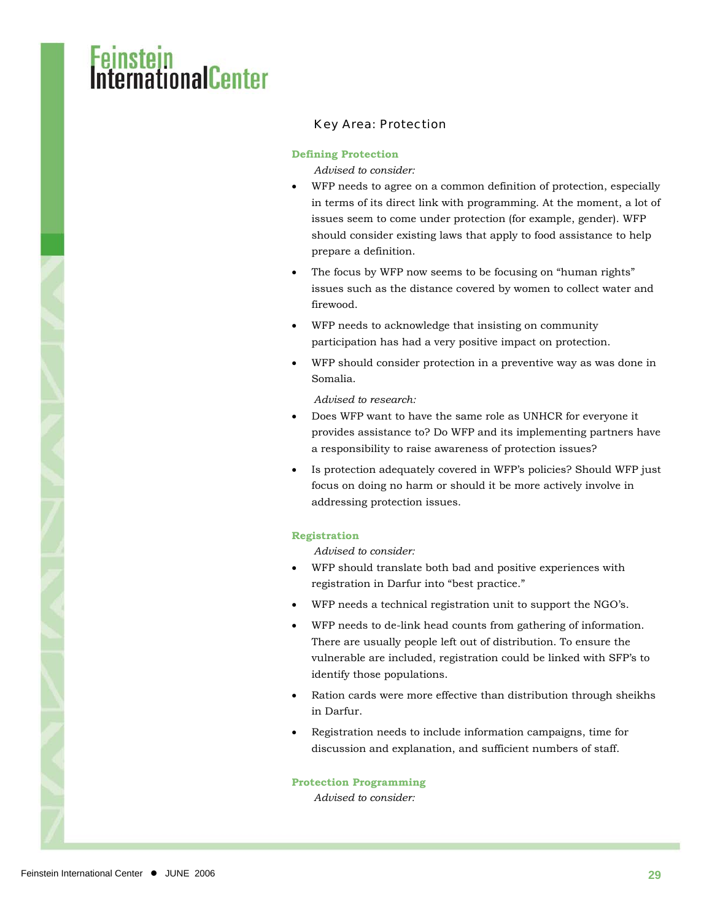## Key Area: Protection

### Defining Protection

*Advised to consider:*

- WFP needs to agree on a common definition of protection, especially in terms of its direct link with programming. At the moment, a lot of issues seem to come under protection (for example, gender). WFP should consider existing laws that apply to food assistance to help prepare a definition.
- The focus by WFP now seems to be focusing on "human rights" issues such as the distance covered by women to collect water and firewood.
- WFP needs to acknowledge that insisting on community participation has had a very positive impact on protection.
- WFP should consider protection in a preventive way as was done in Somalia.

*Advised to research:*

- Does WFP want to have the same role as UNHCR for everyone it provides assistance to? Do WFP and its implementing partners have a responsibility to raise awareness of protection issues?
- Is protection adequately covered in WFP's policies? Should WFP just focus on doing no harm or should it be more actively involve in addressing protection issues.

### Registration

*Advised to consider:*

- WFP should translate both bad and positive experiences with registration in Darfur into "best practice."
- WFP needs a technical registration unit to support the NGO's.
- WFP needs to de-link head counts from gathering of information. There are usually people left out of distribution. To ensure the vulnerable are included, registration could be linked with SFP's to identify those populations.
- Ration cards were more effective than distribution through sheikhs in Darfur.
- Registration needs to include information campaigns, time for discussion and explanation, and sufficient numbers of staff.

### Protection Programming

*Advised to consider:*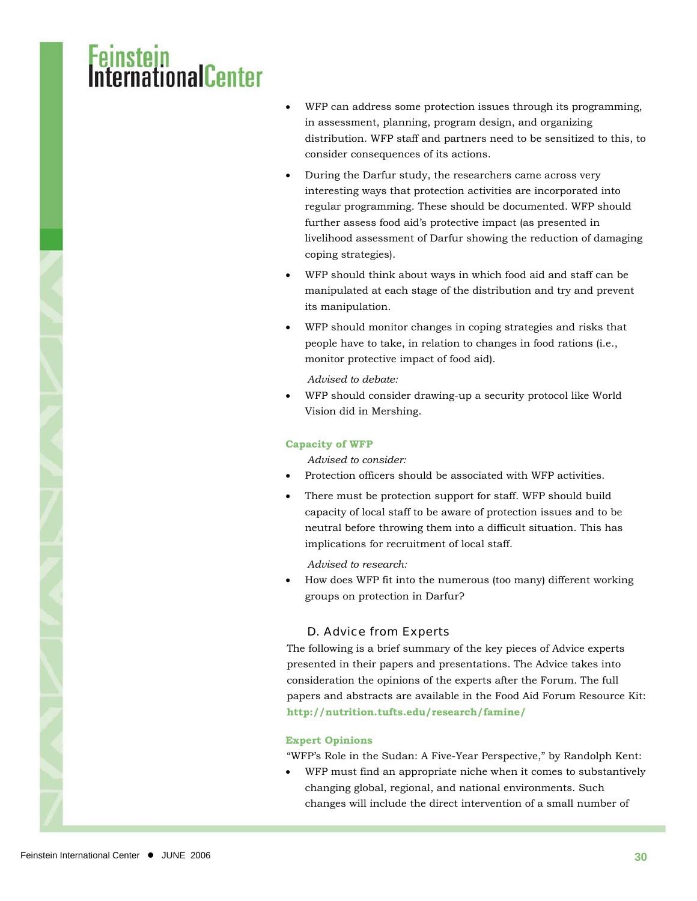- WFP can address some protection issues through its programming, in assessment, planning, program design, and organizing distribution. WFP staff and partners need to be sensitized to this, to consider consequences of its actions.
- During the Darfur study, the researchers came across very interesting ways that protection activities are incorporated into regular programming. These should be documented. WFP should further assess food aid's protective impact (as presented in livelihood assessment of Darfur showing the reduction of damaging coping strategies).
- WFP should think about ways in which food aid and staff can be manipulated at each stage of the distribution and try and prevent its manipulation.
- WFP should monitor changes in coping strategies and risks that people have to take, in relation to changes in food rations (i.e., monitor protective impact of food aid).

*Advised to debate:*

- WFP should consider drawing-up a security protocol like World Vision did in Mershing.

**Capacity of WFP**

*Advised to consider:*

- Protection officers should be associated with WFP activities.
- There must be protection support for staff. WFP should build capacity of local staff to be aware of protection issues and to be neutral before throwing them into a difficult situation. This has implications for recruitment of local staff.

*Advised to research:*

- How does WFP fit into the numerous (too many) different working groups on protection in Darfur?

## D. Advice from Experts

The following is a brief summary of the key pieces of Advice experts presented in their papers and presentations. The Advice takes into consideration the opinions of the experts after the Forum. The full papers and abstracts are available in the Food Aid Forum Resource Kit: **http://nutrition.tufts.edu/research/famine/**

**Expert Opinions**

"WFP's Role in the Sudan: A Five-Year Perspective," by Randolph Kent:

- WFP must find an appropriate niche when it comes to substantively changing global, regional, and national environments. Such changes will include the direct intervention of a small number of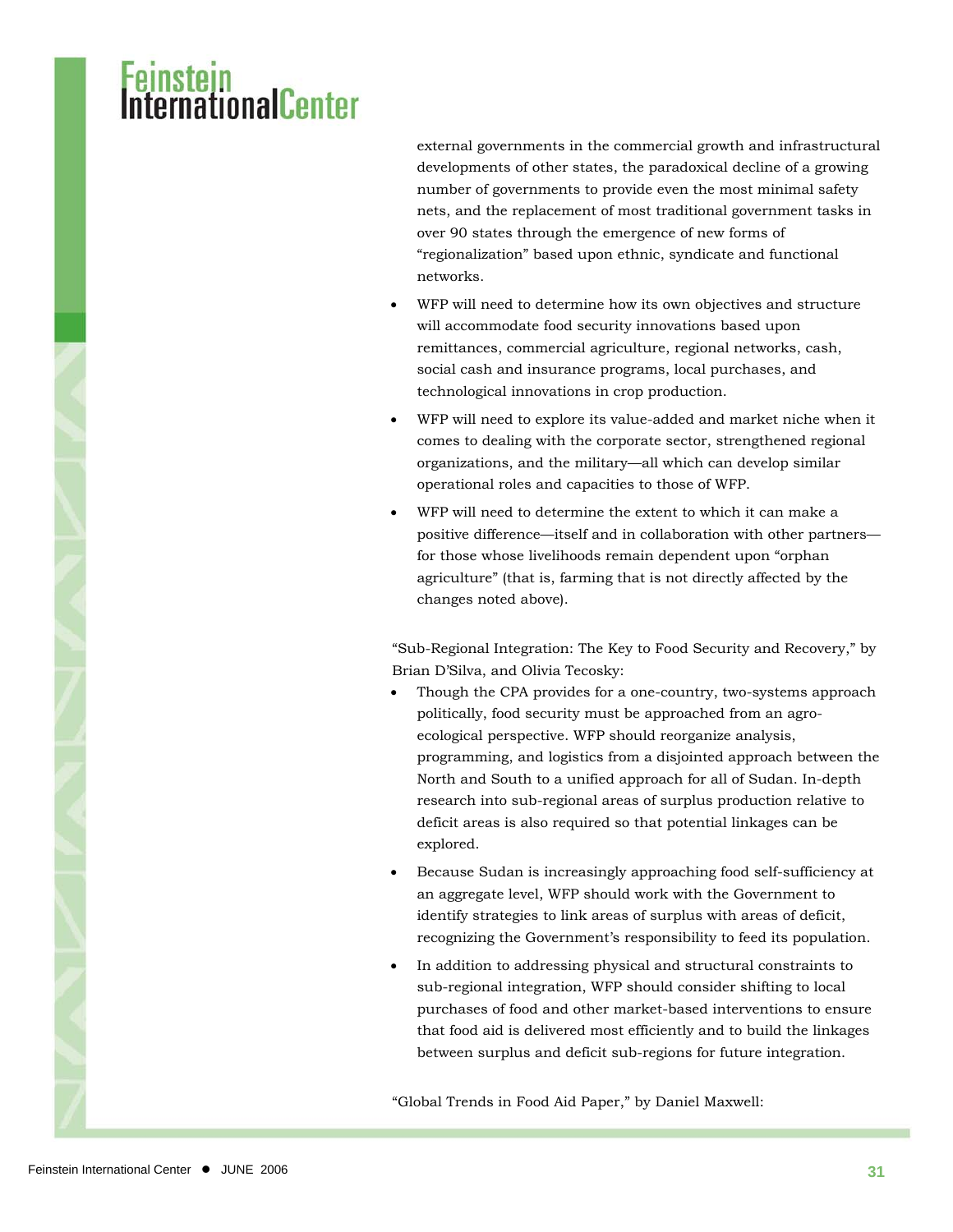external governments in the commercial growth and infrastructural developments of other states, the paradoxical decline of a growing number of governments to provide even the most minimal safety nets, and the replacement of most traditional government tasks in over 90 states through the emergence of new forms of "regionalization" based upon ethnic, syndicate and functional networks.

- WFP will need to determine how its own objectives and structure will accommodate food security innovations based upon remittances, commercial agriculture, regional networks, cash, social cash and insurance programs, local purchases, and technological innovations in crop production.
- WFP will need to explore its value-added and market niche when it comes to dealing with the corporate sector, strengthened regional organizations, and the military—all which can develop similar operational roles and capacities to those of WFP.
- WFP will need to determine the extent to which it can make a positive difference—itself and in collaboration with other partners—for those whose livelihoods remain dependent upon "orphan agriculture" (that is, farming that is not directly affected by the changes noted above).

"Sub-Regional Integration: The Key to Food Security and Recovery," by Brian D'Silva, and Olivia Tecosky:

- Though the CPA provides for a one-country, two-systems approach politically, food security must be approached from an agro-ecological perspective. WFP should reorganize analysis, programming, and logistics from a disjointed approach between the North and South to a unified approach for all of Sudan. In-depth research into sub-regional areas of surplus production relative to deficit areas is also required so that potential linkages can be explored.
- Because Sudan is increasingly approaching food self-sufficiency at an aggregate level, WFP should work with the Government to identify strategies to link areas of surplus with areas of deficit, recognizing the Government's responsibility to feed its population.
- In addition to addressing physical and structural constraints to sub-regional integration, WFP should consider shifting to local purchases of food and other market-based interventions to ensure that food aid is delivered most efficiently and to build the linkages between surplus and deficit sub-regions for future integration.

"Global Trends in Food Aid Paper," by Daniel Maxwell: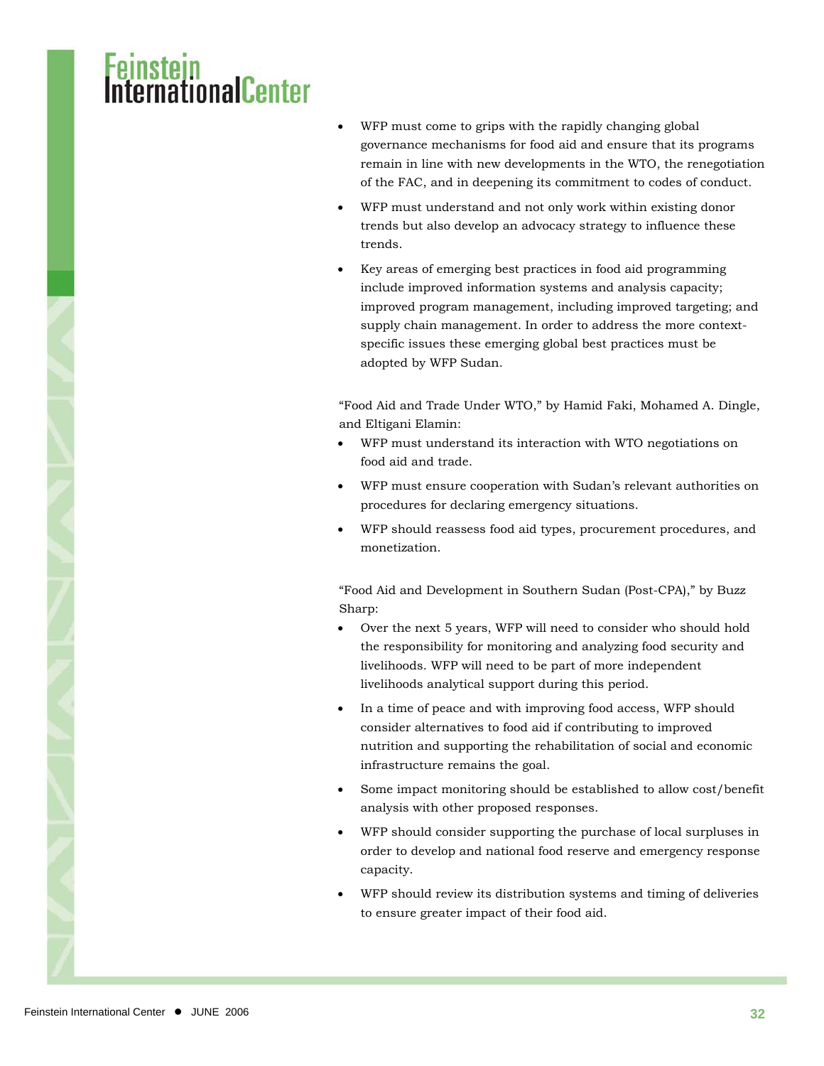- WFP must come to grips with the rapidly changing global governance mechanisms for food aid and ensure that its programs remain in line with new developments in the WTO, the renegotiation of the FAC, and in deepening its commitment to codes of conduct.
- WFP must understand and not only work within existing donor trends but also develop an advocacy strategy to influence these trends.
- Key areas of emerging best practices in food aid programming include improved information systems and analysis capacity; improved program management, including improved targeting; and supply chain management. In order to address the more context-specific issues these emerging global best practices must be adopted by WFP Sudan.

"Food Aid and Trade Under WTO," by Hamid Faki, Mohamed A. Dingle, and Eltigani Elamin:

- WFP must understand its interaction with WTO negotiations on food aid and trade.
- WFP must ensure cooperation with Sudan's relevant authorities on procedures for declaring emergency situations.
- WFP should reassess food aid types, procurement procedures, and monetization.

"Food Aid and Development in Southern Sudan (Post-CPA)," by Buzz Sharp:

- Over the next 5 years, WFP will need to consider who should hold the responsibility for monitoring and analyzing food security and livelihoods. WFP will need to be part of more independent livelihoods analytical support during this period.
- In a time of peace and with improving food access, WFP should consider alternatives to food aid if contributing to improved nutrition and supporting the rehabilitation of social and economic infrastructure remains the goal.
- Some impact monitoring should be established to allow cost/benefit analysis with other proposed responses.
- WFP should consider supporting the purchase of local surpluses in order to develop and national food reserve and emergency response capacity.
- WFP should review its distribution systems and timing of deliveries to ensure greater impact of their food aid.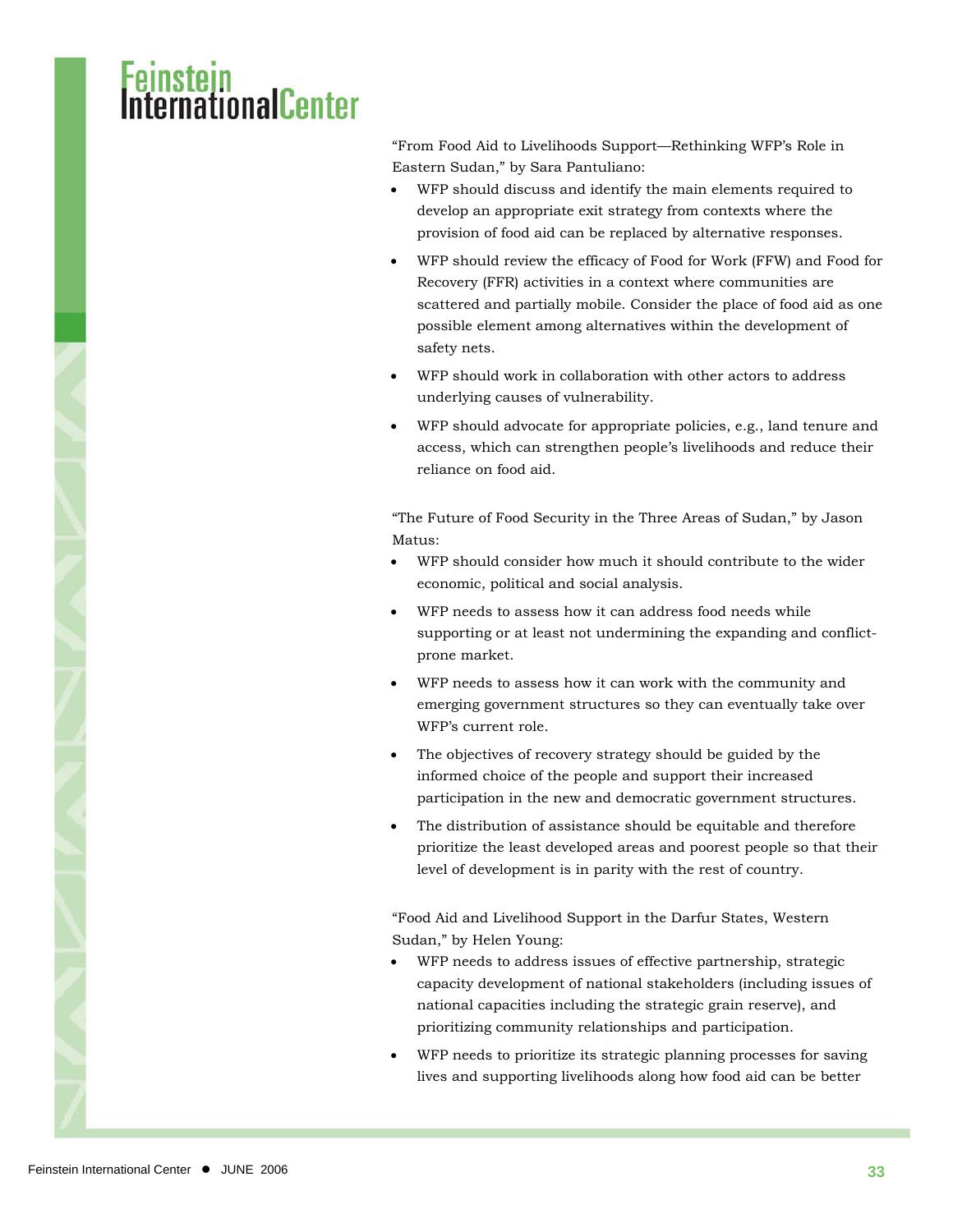"From Food Aid to Livelihoods Support—Rethinking WFP's Role in Eastern Sudan," by Sara Pantuliano:

- WFP should discuss and identify the main elements required to develop an appropriate exit strategy from contexts where the provision of food aid can be replaced by alternative responses.
- WFP should review the efficacy of Food for Work (FFW) and Food for Recovery (FFR) activities in a context where communities are scattered and partially mobile. Consider the place of food aid as one possible element among alternatives within the development of safety nets.
- WFP should work in collaboration with other actors to address underlying causes of vulnerability.
- WFP should advocate for appropriate policies, e.g., land tenure and access, which can strengthen people's livelihoods and reduce their reliance on food aid.

"The Future of Food Security in the Three Areas of Sudan," by Jason Matus:

- WFP should consider how much it should contribute to the wider economic, political and social analysis.
- WFP needs to assess how it can address food needs while supporting or at least not undermining the expanding and conflict-prone market.
- WFP needs to assess how it can work with the community and emerging government structures so they can eventually take over WFP's current role.
- The objectives of recovery strategy should be guided by the informed choice of the people and support their increased participation in the new and democratic government structures.
- The distribution of assistance should be equitable and therefore prioritize the least developed areas and poorest people so that their level of development is in parity with the rest of country.

"Food Aid and Livelihood Support in the Darfur States, Western Sudan," by Helen Young:

- WFP needs to address issues of effective partnership, strategic capacity development of national stakeholders (including issues of national capacities including the strategic grain reserve), and prioritizing community relationships and participation.
- WFP needs to prioritize its strategic planning processes for saving lives and supporting livelihoods along how food aid can be better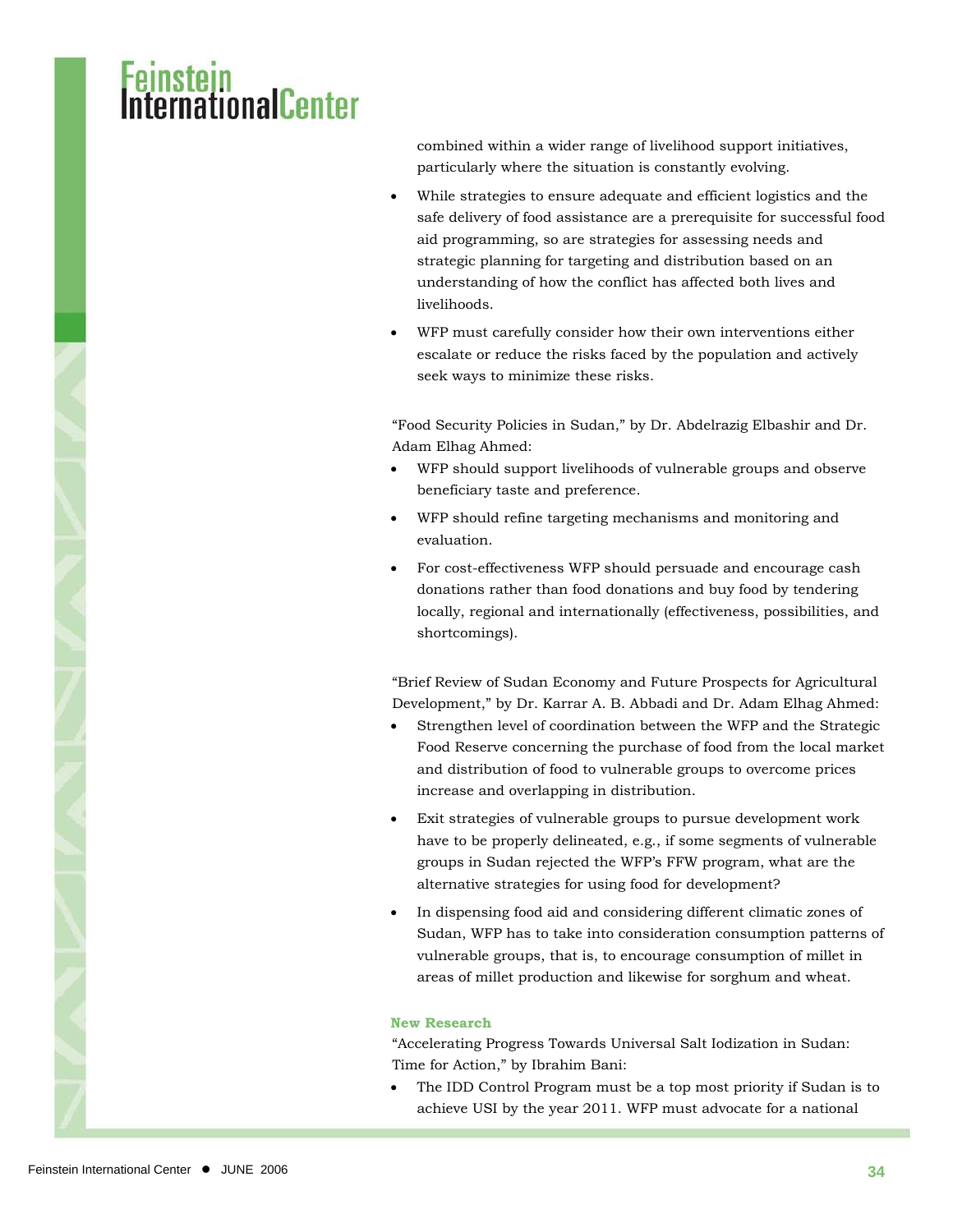combined within a wider range of livelihood support initiatives, particularly where the situation is constantly evolving.

- While strategies to ensure adequate and efficient logistics and the safe delivery of food assistance are a prerequisite for successful food aid programming, so are strategies for assessing needs and strategic planning for targeting and distribution based on an understanding of how the conflict has affected both lives and livelihoods.
- WFP must carefully consider how their own interventions either escalate or reduce the risks faced by the population and actively seek ways to minimize these risks.

"Food Security Policies in Sudan," by Dr. Abdelrazig Elbashir and Dr. Adam Elhag Ahmed:

- WFP should support livelihoods of vulnerable groups and observe beneficiary taste and preference.
- WFP should refine targeting mechanisms and monitoring and evaluation.
- For cost-effectiveness WFP should persuade and encourage cash donations rather than food donations and buy food by tendering locally, regional and internationally (effectiveness, possibilities, and shortcomings).

"Brief Review of Sudan Economy and Future Prospects for Agricultural Development," by Dr. Karrar A. B. Abbadi and Dr. Adam Elhag Ahmed:

- Strengthen level of coordination between the WFP and the Strategic Food Reserve concerning the purchase of food from the local market and distribution of food to vulnerable groups to overcome prices increase and overlapping in distribution.
- Exit strategies of vulnerable groups to pursue development work have to be properly delineated, e.g., if some segments of vulnerable groups in Sudan rejected the WFP's FFW program, what are the alternative strategies for using food for development?
- In dispensing food aid and considering different climatic zones of Sudan, WFP has to take into consideration consumption patterns of vulnerable groups, that is, to encourage consumption of millet in areas of millet production and likewise for sorghum and wheat.

**New Research**

"Accelerating Progress Towards Universal Salt Iodization in Sudan: Time for Action," by Ibrahim Bani:

- The IDD Control Program must be a top most priority if Sudan is to achieve USI by the year 2011. WFP must advocate for a national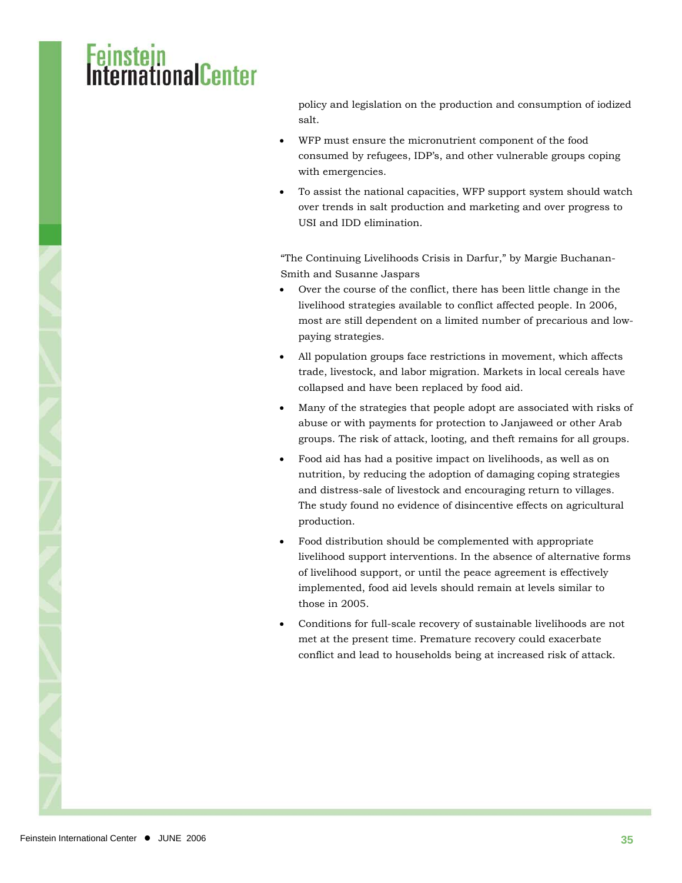policy and legislation on the production and consumption of iodized salt.

- WFP must ensure the micronutrient component of the food consumed by refugees, IDP's, and other vulnerable groups coping with emergencies.
- To assist the national capacities, WFP support system should watch over trends in salt production and marketing and over progress to USI and IDD elimination.

"The Continuing Livelihoods Crisis in Darfur," by Margie Buchanan-Smith and Susanne Jaspars

- Over the course of the conflict, there has been little change in the livelihood strategies available to conflict affected people. In 2006, most are still dependent on a limited number of precarious and low-paying strategies.
- All population groups face restrictions in movement, which affects trade, livestock, and labor migration. Markets in local cereals have collapsed and have been replaced by food aid.
- Many of the strategies that people adopt are associated with risks of abuse or with payments for protection to Janjaweed or other Arab groups. The risk of attack, looting, and theft remains for all groups.
- Food aid has had a positive impact on livelihoods, as well as on nutrition, by reducing the adoption of damaging coping strategies and distress-sale of livestock and encouraging return to villages. The study found no evidence of disincentive effects on agricultural production.
- Food distribution should be complemented with appropriate livelihood support interventions. In the absence of alternative forms of livelihood support, or until the peace agreement is effectively implemented, food aid levels should remain at levels similar to those in 2005.
- Conditions for full-scale recovery of sustainable livelihoods are not met at the present time. Premature recovery could exacerbate conflict and lead to households being at increased risk of attack.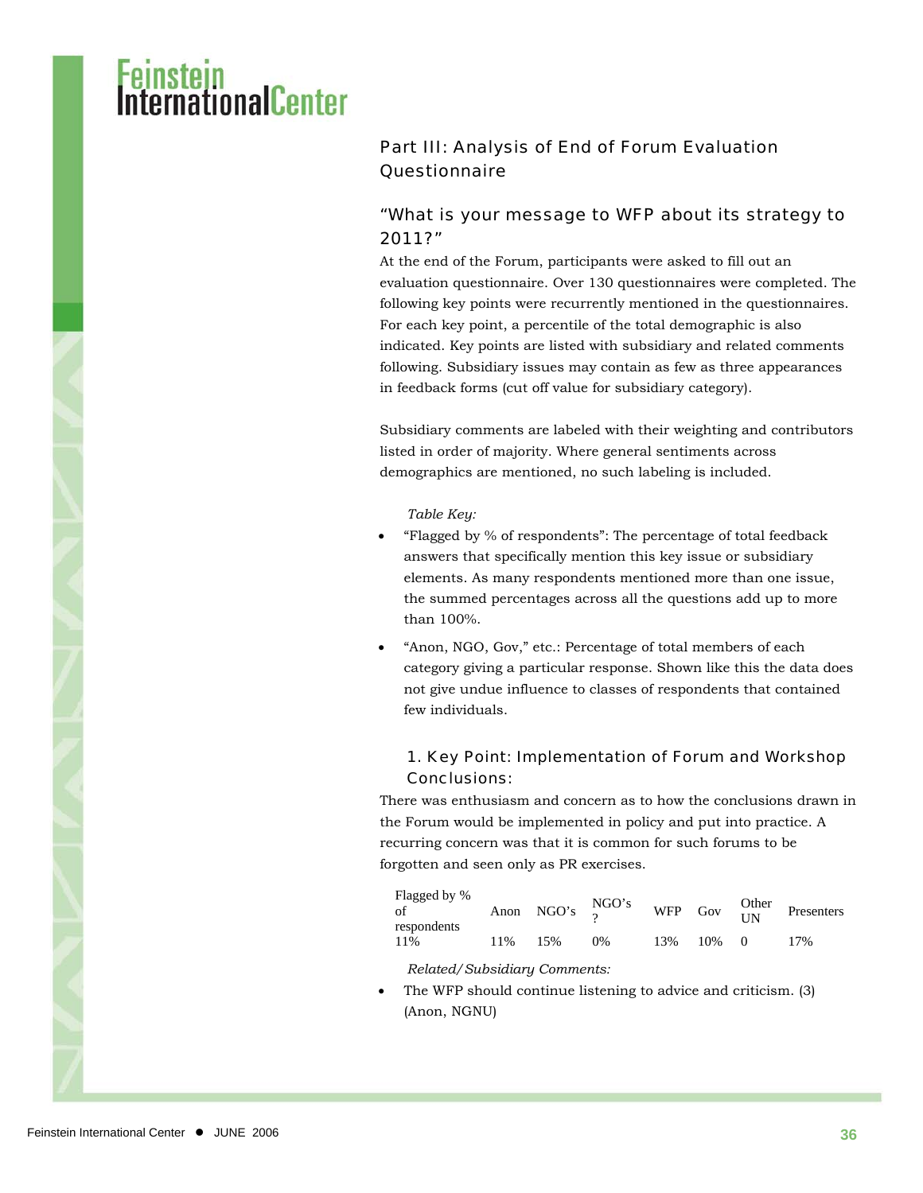## Part III: Analysis of End of Forum Evaluation Questionnaire

### "What is your message to WFP about its strategy to 2011?"

At the end of the Forum, participants were asked to fill out an evaluation questionnaire. Over 130 questionnaires were completed. The following key points were recurrently mentioned in the questionnaires. For each key point, a percentile of the total demographic is also indicated. Key points are listed with subsidiary and related comments following. Subsidiary issues may contain as few as three appearances in feedback forms (cut off value for subsidiary category).

Subsidiary comments are labeled with their weighting and contributors listed in order of majority. Where general sentiments across demographics are mentioned, no such labeling is included.

*Table Key:*

- "Flagged by % of respondents": The percentage of total feedback answers that specifically mention this key issue or subsidiary elements. As many respondents mentioned more than one issue, the summed percentages across all the questions add up to more than 100%.
- "Anon, NGO, Gov," etc.: Percentage of total members of each category giving a particular response. Shown like this the data does not give undue influence to classes of respondents that contained few individuals.

#### 1. Key Point: Implementation of Forum and Workshop Conclusions:

There was enthusiasm and concern as to how the conclusions drawn in the Forum would be implemented in policy and put into practice. A recurring concern was that it is common for such forums to be forgotten and seen only as PR exercises.

| Flagged by % of respondents | Anon | NGO's | NGO's ? | WFP | Gov | Other UN | Presenters |
|---|---|---|---|---|---|---|---|
| 11% | 11% | 15% | 0% | 13% | 10% | 0 | 17% |

*Related/Subsidiary Comments:*

- The WFP should continue listening to advice and criticism. (3) (Anon, NGNU)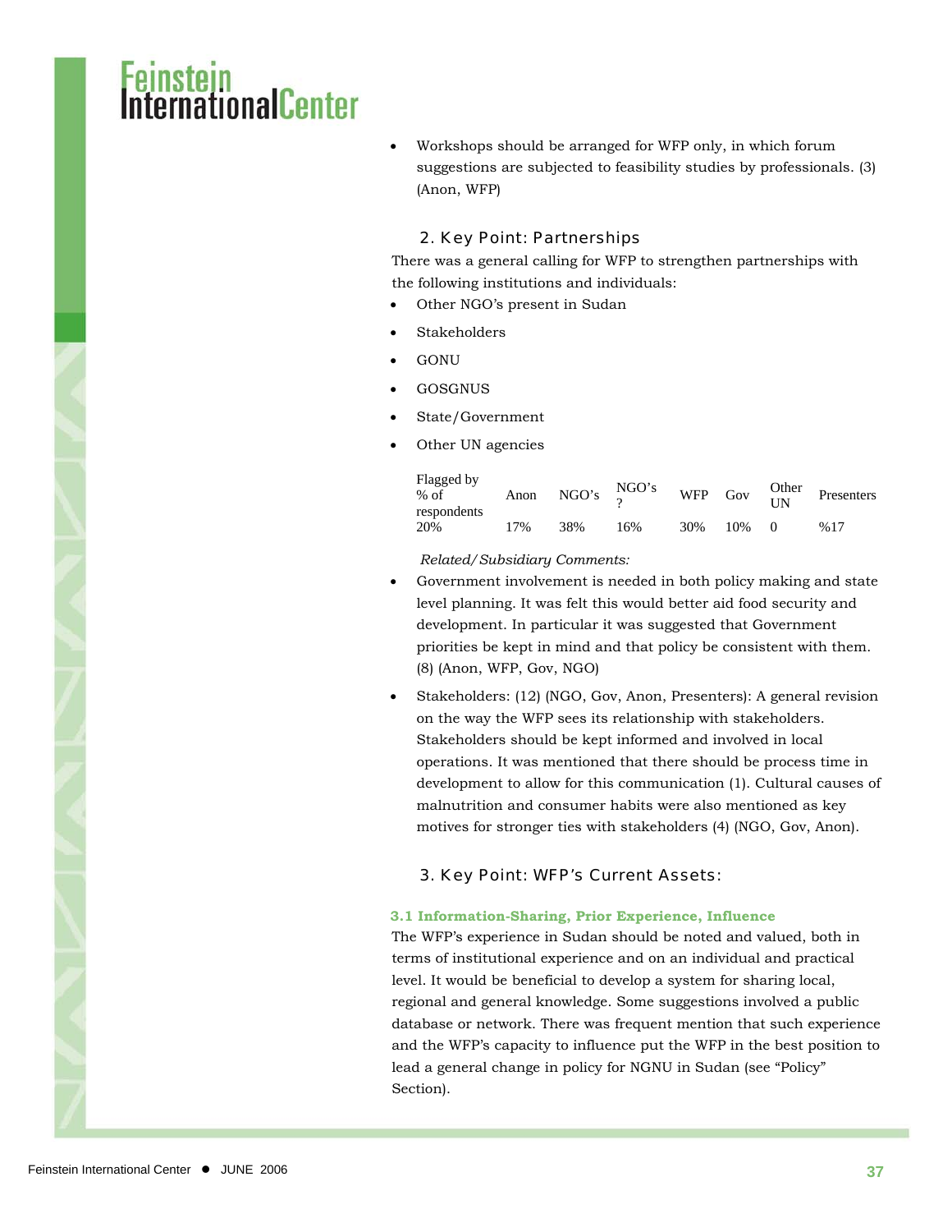- Workshops should be arranged for WFP only, in which forum suggestions are subjected to feasibility studies by professionals. (3) (Anon, WFP)

### 2. Key Point: Partnerships

There was a general calling for WFP to strengthen partnerships with the following institutions and individuals:

- Other NGO's present in Sudan
- Stakeholders
- GONU
- GOSGNUS
- State/Government
- Other UN agencies

| Flagged by % of respondents | Anon | NGO's | NGO's ? | WFP | Gov | Other UN | Presenters |
|---|---|---|---|---|---|---|---|
| 20% | 17% | 38% | 16% | 30% | 10% | 0 | %17 |

*Related/Subsidiary Comments:*

- Government involvement is needed in both policy making and state level planning. It was felt this would better aid food security and development. In particular it was suggested that Government priorities be kept in mind and that policy be consistent with them. (8) (Anon, WFP, Gov, NGO)
- Stakeholders: (12) (NGO, Gov, Anon, Presenters): A general revision on the way the WFP sees its relationship with stakeholders. Stakeholders should be kept informed and involved in local operations. It was mentioned that there should be process time in development to allow for this communication (1). Cultural causes of malnutrition and consumer habits were also mentioned as key motives for stronger ties with stakeholders (4) (NGO, Gov, Anon).

### 3. Key Point: WFP's Current Assets:

#### 3.1 Information-Sharing, Prior Experience, Influence

The WFP's experience in Sudan should be noted and valued, both in terms of institutional experience and on an individual and practical level. It would be beneficial to develop a system for sharing local, regional and general knowledge. Some suggestions involved a public database or network. There was frequent mention that such experience and the WFP's capacity to influence put the WFP in the best position to lead a general change in policy for NGNU in Sudan (see "Policy" Section).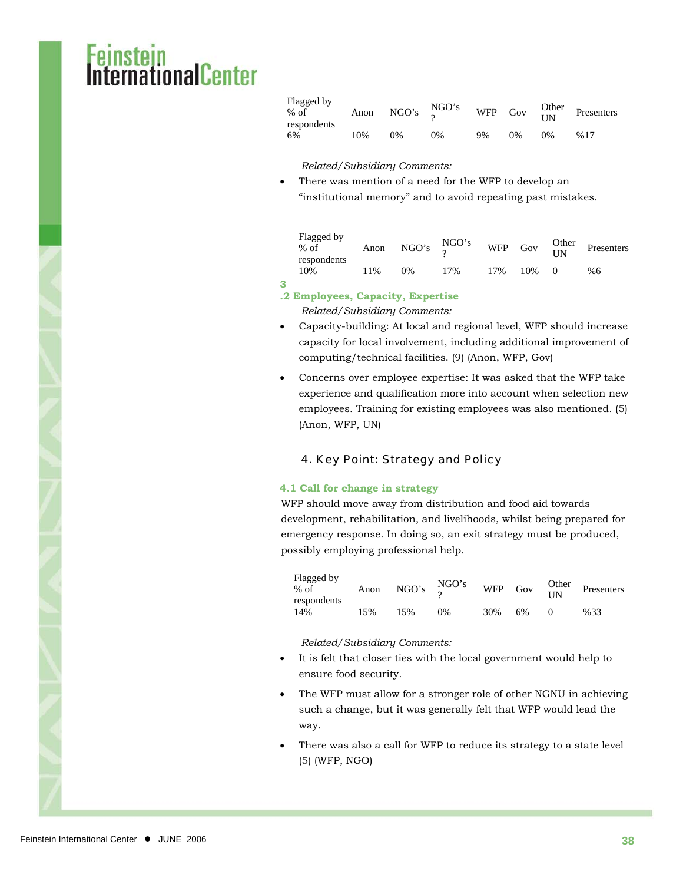| Flagged by % of respondents | Anon | NGO's | NGO's ? | WFP | Gov | Other UN | Presenters |
|---|---|---|---|---|---|---|---|
| 6% | 10% | 0% | 0% | 9% | 0% | 0% | %17 |

*Related/Subsidiary Comments:*

- There was mention of a need for the WFP to develop an "institutional memory" and to avoid repeating past mistakes.

| Flagged by % of respondents | Anon | NGO's | NGO's ? | WFP | Gov | Other UN | Presenters |
|---|---|---|---|---|---|---|---|
| 10% | 11% | 0% | 17% | 17% | 10% | 0 | %6 |

### 3.2 Employees, Capacity, Expertise

*Related/Subsidiary Comments:*

- Capacity-building: At local and regional level, WFP should increase capacity for local involvement, including additional improvement of computing/technical facilities. (9) (Anon, WFP, Gov)
- Concerns over employee expertise: It was asked that the WFP take experience and qualification more into account when selection new employees. Training for existing employees was also mentioned. (5) (Anon, WFP, UN)

## 4. Key Point: Strategy and Policy

### 4.1 Call for change in strategy

WFP should move away from distribution and food aid towards development, rehabilitation, and livelihoods, whilst being prepared for emergency response. In doing so, an exit strategy must be produced, possibly employing professional help.

| Flagged by % of respondents | Anon | NGO's | NGO's ? | WFP | Gov | Other UN | Presenters |
|---|---|---|---|---|---|---|---|
| 14% | 15% | 15% | 0% | 30% | 6% | 0 | %33 |

*Related/Subsidiary Comments:*

- It is felt that closer ties with the local government would help to ensure food security.
- The WFP must allow for a stronger role of other NGNU in achieving such a change, but it was generally felt that WFP would lead the way.
- There was also a call for WFP to reduce its strategy to a state level (5) (WFP, NGO)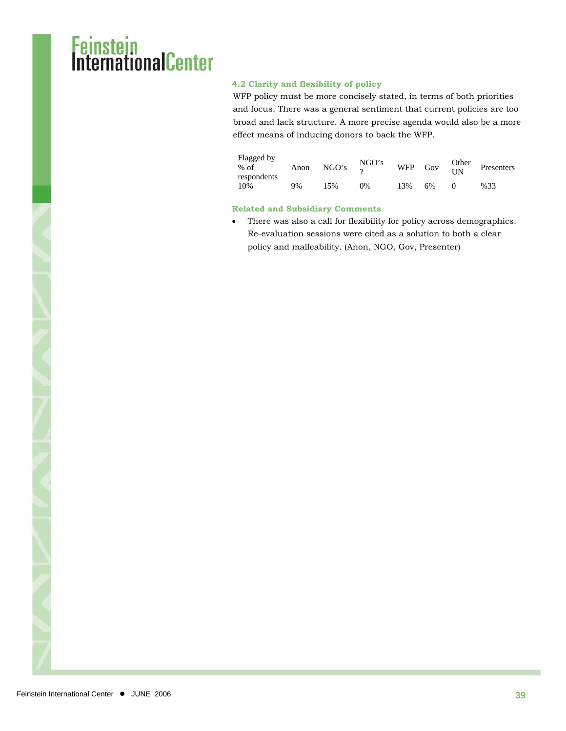### 4.2 Clarity and flexibility of policy

WFP policy must be more concisely stated, in terms of both priorities and focus. There was a general sentiment that current policies are too broad and lack structure. A more precise agenda would also be a more effect means of inducing donors to back the WFP.

| Flagged by % of respondents | Anon | NGO's | NGO's ? | WFP | Gov | Other UN | Presenters |
|---|---|---|---|---|---|---|---|
| 10% | 9% | 15% | 0% | 13% | 6% | 0 | %33 |

**Related and Subsidiary Comments**

- There was also a call for flexibility for policy across demographics. Re-evaluation sessions were cited as a solution to both a clear policy and malleability. (Anon, NGO, Gov, Presenter)